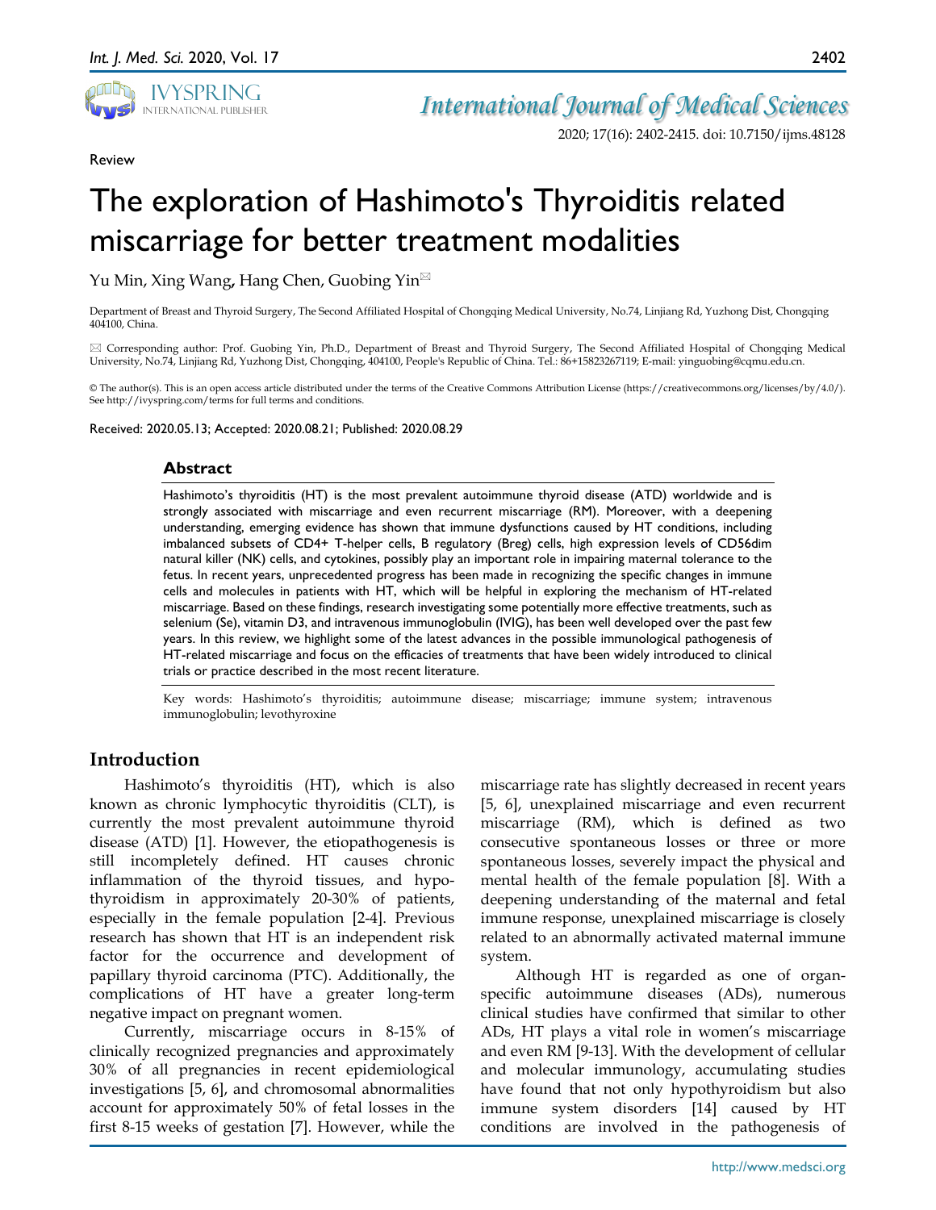Review

# The exploration of Hashimoto's Thyroiditis related miscarriage for better treatment modalities

Yu Min, Xing Wang, Hang Chen, Guobing Yin✉

Department of Breast and Thyroid Surgery, The Second Affiliated Hospital of Chongqing Medical University, No.74, Linjiang Rd, Yuzhong Dist, Chongqing 404100, China.

✉ Corresponding author: Prof. Guobing Yin, Ph.D., Department of Breast and Thyroid Surgery, The Second Affiliated Hospital of Chongqing Medical University, No.74, Linjiang Rd, Yuzhong Dist, Chongqing, 404100, People's Republic of China. Tel.: 86+15823267119; E-mail: yinguobing@cqmu.edu.cn.

© The author(s). This is an open access article distributed under the terms of the Creative Commons Attribution License (https://creativecommons.org/licenses/by/4.0/). See http://ivyspring.com/terms for full terms and conditions.

Received: 2020.05.13; Accepted: 2020.08.21; Published: 2020.08.29

## Abstract

Hashimoto's thyroiditis (HT) is the most prevalent autoimmune thyroid disease (ATD) worldwide and is strongly associated with miscarriage and even recurrent miscarriage (RM). Moreover, with a deepening understanding, emerging evidence has shown that immune dysfunctions caused by HT conditions, including imbalanced subsets of CD4+ T-helper cells, B regulatory (Breg) cells, high expression levels of CD56dim natural killer (NK) cells, and cytokines, possibly play an important role in impairing maternal tolerance to the fetus. In recent years, unprecedented progress has been made in recognizing the specific changes in immune cells and molecules in patients with HT, which will be helpful in exploring the mechanism of HT-related miscarriage. Based on these findings, research investigating some potentially more effective treatments, such as selenium (Se), vitamin D3, and intravenous immunoglobulin (IVIG), has been well developed over the past few years. In this review, we highlight some of the latest advances in the possible immunological pathogenesis of HT-related miscarriage and focus on the efficacies of treatments that have been widely introduced to clinical trials or practice described in the most recent literature.

Key words: Hashimoto's thyroiditis; autoimmune disease; miscarriage; immune system; intravenous immunoglobulin; levothyroxine

## Introduction

Hashimoto's thyroiditis (HT), which is also known as chronic lymphocytic thyroiditis (CLT), is currently the most prevalent autoimmune thyroid disease (ATD) [1]. However, the etiopathogenesis is still incompletely defined. HT causes chronic inflammation of the thyroid tissues, and hypothyroidism in approximately 20-30% of patients, especially in the female population [2-4]. Previous research has shown that HT is an independent risk factor for the occurrence and development of papillary thyroid carcinoma (PTC). Additionally, the complications of HT have a greater long-term negative impact on pregnant women.

Currently, miscarriage occurs in 8-15% of clinically recognized pregnancies and approximately 30% of all pregnancies in recent epidemiological investigations [5, 6], and chromosomal abnormalities account for approximately 50% of fetal losses in the first 8-15 weeks of gestation [7]. However, while the miscarriage rate has slightly decreased in recent years [5, 6], unexplained miscarriage and even recurrent miscarriage (RM), which is defined as two consecutive spontaneous losses or three or more spontaneous losses, severely impact the physical and mental health of the female population [8]. With a deepening understanding of the maternal and fetal immune response, unexplained miscarriage is closely related to an abnormally activated maternal immune system.

Although HT is regarded as one of organ-specific autoimmune diseases (ADs), numerous clinical studies have confirmed that similar to other ADs, HT plays a vital role in women's miscarriage and even RM [9-13]. With the development of cellular and molecular immunology, accumulating studies have found that not only hypothyroidism but also immune system disorders [14] caused by HT conditions are involved in the pathogenesis of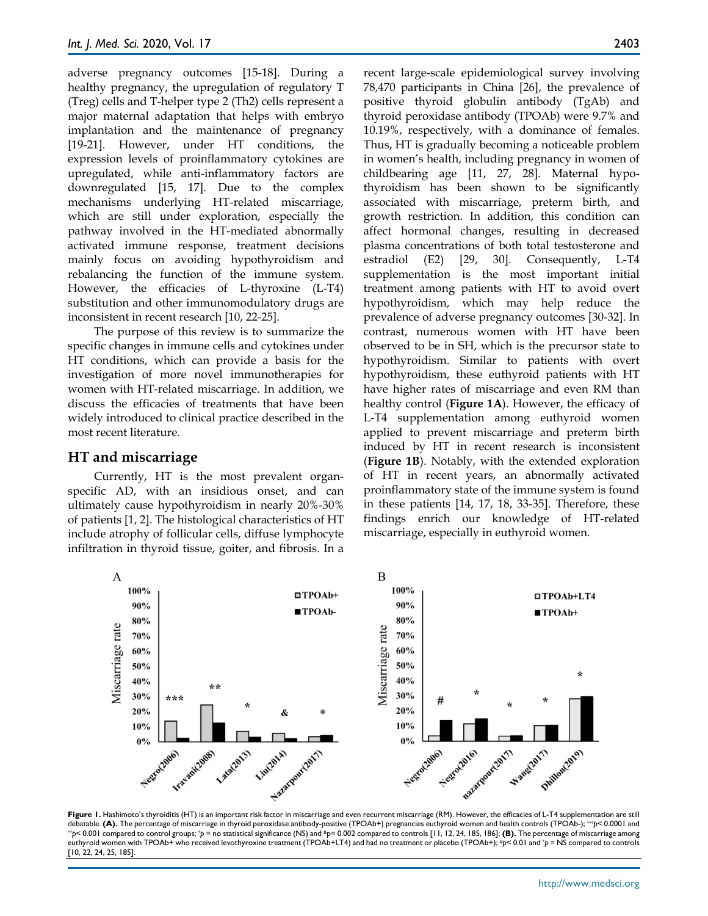adverse pregnancy outcomes [15-18]. During a healthy pregnancy, the upregulation of regulatory T (Treg) cells and T-helper type 2 (Th2) cells represent a major maternal adaptation that helps with embryo implantation and the maintenance of pregnancy [19-21]. However, under HT conditions, the expression levels of proinflammatory cytokines are upregulated, while anti-inflammatory factors are downregulated [15, 17]. Due to the complex mechanisms underlying HT-related miscarriage, which are still under exploration, especially the pathway involved in the HT-mediated abnormally activated immune response, treatment decisions mainly focus on avoiding hypothyroidism and rebalancing the function of the immune system. However, the efficacies of L-thyroxine (L-T4) substitution and other immunomodulatory drugs are inconsistent in recent research [10, 22-25].

The purpose of this review is to summarize the specific changes in immune cells and cytokines under HT conditions, which can provide a basis for the investigation of more novel immunotherapies for women with HT-related miscarriage. In addition, we discuss the efficacies of treatments that have been widely introduced to clinical practice described in the most recent literature.

## HT and miscarriage

Currently, HT is the most prevalent organ-specific AD, with an insidious onset, and can ultimately cause hypothyroidism in nearly 20%-30% of patients [1, 2]. The histological characteristics of HT include atrophy of follicular cells, diffuse lymphocyte infiltration in thyroid tissue, goiter, and fibrosis. In a recent large-scale epidemiological survey involving 78,470 participants in China [26], the prevalence of positive thyroid globulin antibody (TgAb) and thyroid peroxidase antibody (TPOAb) were 9.7% and 10.19%, respectively, with a dominance of females. Thus, HT is gradually becoming a noticeable problem in women's health, including pregnancy in women of childbearing age [11, 27, 28]. Maternal hypothyroidism has been shown to be significantly associated with miscarriage, preterm birth, and growth restriction. In addition, this condition can affect hormonal changes, resulting in decreased plasma concentrations of both total testosterone and estradiol (E2) [29, 30]. Consequently, L-T4 supplementation is the most important initial treatment among patients with HT to avoid overt hypothyroidism, which may help reduce the prevalence of adverse pregnancy outcomes [30-32]. In contrast, numerous women with HT have been observed to be in SH, which is the precursor state to hypothyroidism. Similar to patients with overt hypothyroidism, these euthyroid patients with HT have higher rates of miscarriage and even RM than healthy control (**Figure 1A**). However, the efficacy of L-T4 supplementation among euthyroid women applied to prevent miscarriage and preterm birth induced by HT in recent research is inconsistent (**Figure 1B**). Notably, with the extended exploration of HT in recent years, an abnormally activated proinflammatory state of the immune system is found in these patients [14, 17, 18, 33-35]. Therefore, these findings enrich our knowledge of HT-related miscarriage, especially in euthyroid women.

**Figure 1.** Hashimoto's thyroiditis (HT) is an important risk factor in miscarriage and even recurrent miscarriage (RM). However, the efficacies of L-T4 supplementation are still debatable. **(A).** The percentage of miscarriage in thyroid peroxidase antibody-positive (TPOAb+) pregnancies euthyroid women and health controls (TPOAb-); ***$p$< 0.0001 and **$p$< 0.001 compared to control groups; *$p$ = no statistical significance (NS) and &p= 0.002 compared to controls [11, 12, 24, 185, 186]; **(B).** The percentage of miscarriage among euthyroid women with TPOAb+ who received levothyroxine treatment (TPOAb+LT4) and had no treatment or placebo (TPOAb+); #$p$< 0.01 and *$p$ = NS compared to controls [10, 22, 24, 25, 185].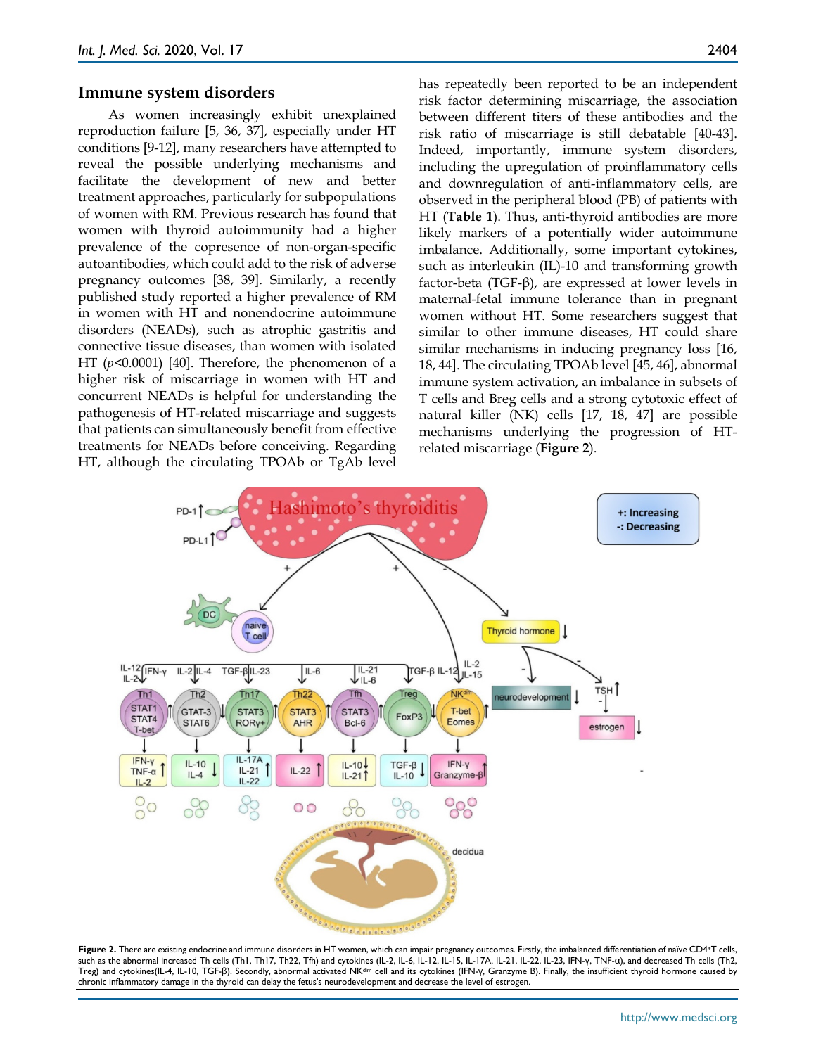## Immune system disorders

As women increasingly exhibit unexplained reproduction failure [5, 36, 37], especially under HT conditions [9-12], many researchers have attempted to reveal the possible underlying mechanisms and facilitate the development of new and better treatment approaches, particularly for subpopulations of women with RM. Previous research has found that women with thyroid autoimmunity had a higher prevalence of the copresence of non-organ-specific autoantibodies, which could add to the risk of adverse pregnancy outcomes [38, 39]. Similarly, a recently published study reported a higher prevalence of RM in women with HT and nonendocrine autoimmune disorders (NEADs), such as atrophic gastritis and connective tissue diseases, than women with isolated HT ($p<0.0001$) [40]. Therefore, the phenomenon of a higher risk of miscarriage in women with HT and concurrent NEADs is helpful for understanding the pathogenesis of HT-related miscarriage and suggests that patients can simultaneously benefit from effective treatments for NEADs before conceiving. Regarding HT, although the circulating TPOAb or TgAb level has repeatedly been reported to be an independent risk factor determining miscarriage, the association between different titers of these antibodies and the risk ratio of miscarriage is still debatable [40-43]. Indeed, importantly, immune system disorders, including the upregulation of proinflammatory cells and downregulation of anti-inflammatory cells, are observed in the peripheral blood (PB) of patients with HT (**Table 1**). Thus, anti-thyroid antibodies are more likely markers of a potentially wider autoimmune imbalance. Additionally, some important cytokines, such as interleukin (IL)-10 and transforming growth factor-beta (TGF-β), are expressed at lower levels in maternal-fetal immune tolerance than in pregnant women without HT. Some researchers suggest that similar to other immune diseases, HT could share similar mechanisms in inducing pregnancy loss [16, 18, 44]. The circulating TPOAb level [45, 46], abnormal immune system activation, an imbalance in subsets of T cells and Breg cells and a strong cytotoxic effect of natural killer (NK) cells [17, 18, 47] are possible mechanisms underlying the progression of HT-related miscarriage (**Figure 2**).

**Figure 2.** There are existing endocrine and immune disorders in HT women, which can impair pregnancy outcomes. Firstly, the imbalanced differentiation of naïve CD4⁺T cells, such as the abnormal increased Th cells (Th1, Th17, Th22, Tfh) and cytokines (IL-2, IL-6, IL-12, IL-15, IL-17A, IL-21, IL-22, IL-23, IFN-γ, TNF-α), and decreased Th cells (Th2, Treg) and cytokines(IL-4, IL-10, TGF-β). Secondly, abnormal activated NK[dim] cell and its cytokines (IFN-γ, Granzyme B). Finally, the insufficient thyroid hormone caused by chronic inflammatory damage in the thyroid can delay the fetus's neurodevelopment and decrease the level of estrogen.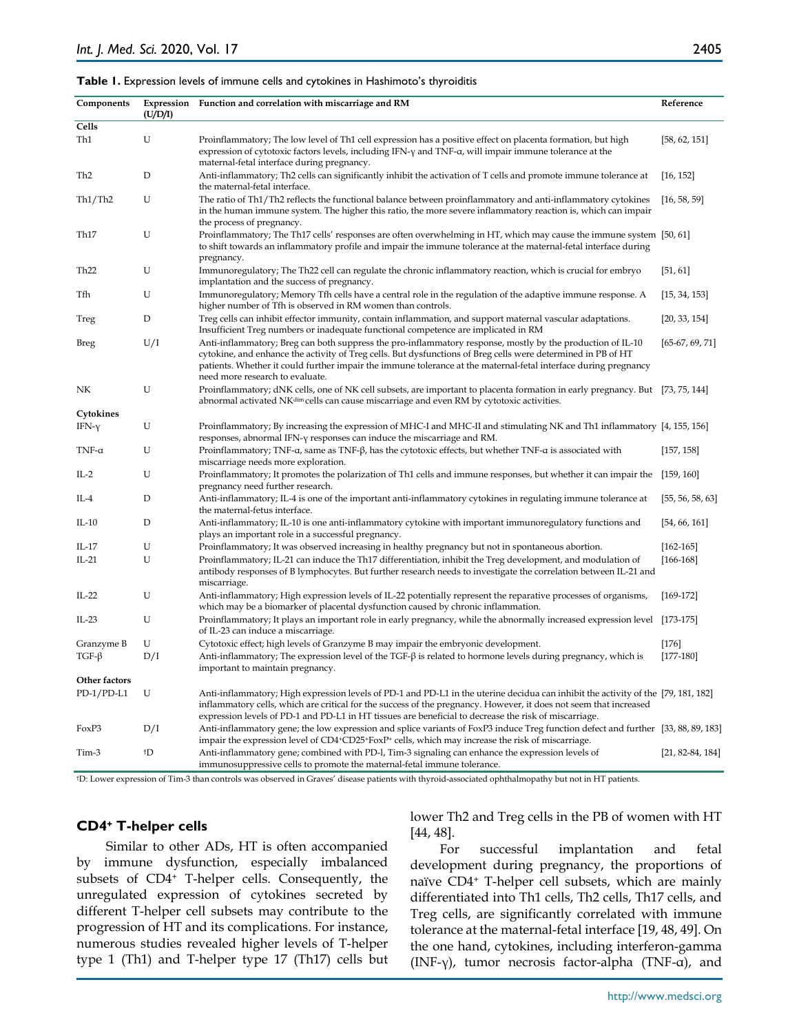**Table 1.** Expression levels of immune cells and cytokines in Hashimoto's thyroiditis

| Components | Expression (U/D/I) | Function and correlation with miscarriage and RM | Reference |
|---|---|---|---|
| **Cells** | | | |
| Th1 | U | Proinflammatory; The low level of Th1 cell expression has a positive effect on placenta formation, but high expression of cytotoxic factors levels, including IFN-γ and TNF-α, will impair immune tolerance at the maternal-fetal interface during pregnancy. | [58, 62, 151] |
| Th2 | D | Anti-inflammatory; Th2 cells can significantly inhibit the activation of T cells and promote immune tolerance at the maternal-fetal interface. | [16, 152] |
| Th1/Th2 | U | The ratio of Th1/Th2 reflects the functional balance between proinflammatory and anti-inflammatory cytokines in the human immune system. The higher this ratio, the more severe inflammatory reaction is, which can impair the process of pregnancy. | [16, 58, 59] |
| Th17 | U | Proinflammatory; The Th17 cells' responses are often overwhelming in HT, which may cause the immune system to shift towards an inflammatory profile and impair the immune tolerance at the maternal-fetal interface during pregnancy. | [50, 61] |
| Th22 | U | Immunoregulatory; The Th22 cell can regulate the chronic inflammatory reaction, which is crucial for embryo implantation and the success of pregnancy. | [51, 61] |
| Tfh | U | Immunoregulatory; Memory Tfh cells have a central role in the regulation of the adaptive immune response. A higher number of Tfh is observed in RM women than controls. | [15, 34, 153] |
| Treg | D | Treg cells can inhibit effector immunity, contain inflammation, and support maternal vascular adaptations. Insufficient Treg numbers or inadequate functional competence are implicated in RM | [20, 33, 154] |
| Breg | U/I | Anti-inflammatory; Breg can both suppress the pro-inflammatory response, mostly by the production of IL-10 cytokine, and enhance the activity of Treg cells. But dysfunctions of Breg cells were determined in PB of HT patients. Whether it could further impair the immune tolerance at the maternal-fetal interface during pregnancy need more research to evaluate. | [65-67, 69, 71] |
| NK | U | Proinflammatory; dNK cells, one of NK cell subsets, are important to placenta formation in early pregnancy. But abnormal activated NK$^{dim}$ cells can cause miscarriage and even RM by cytotoxic activities. | [73, 75, 144] |
| **Cytokines** | | | |
| IFN-γ | U | Proinflammatory; By increasing the expression of MHC-I and MHC-II and stimulating NK and Th1 inflammatory responses, abnormal IFN-γ responses can induce the miscarriage and RM. | [4, 155, 156] |
| TNF-α | U | Proinflammatory; TNF-α, same as TNF-β, has the cytotoxic effects, but whether TNF-α is associated with miscarriage needs more exploration. | [157, 158] |
| IL-2 | U | Proinflammatory; It promotes the polarization of Th1 cells and immune responses, but whether it can impair the pregnancy need further research. | [159, 160] |
| IL-4 | D | Anti-inflammatory; IL-4 is one of the important anti-inflammatory cytokines in regulating immune tolerance at the maternal-fetus interface. | [55, 56, 58, 63] |
| IL-10 | D | Anti-inflammatory; IL-10 is one anti-inflammatory cytokine with important immunoregulatory functions and plays an important role in a successful pregnancy. | [54, 66, 161] |
| IL-17 | U | Proinflammatory; It was observed increasing in healthy pregnancy but not in spontaneous abortion. | [162-165] |
| IL-21 | U | Proinflammatory; IL-21 can induce the Th17 differentiation, inhibit the Treg development, and modulation of antibody responses of B lymphocytes. But further research needs to investigate the correlation between IL-21 and miscarriage. | [166-168] |
| IL-22 | U | Anti-inflammatory; High expression levels of IL-22 potentially represent the reparative processes of organisms, which may be a biomarker of placental dysfunction caused by chronic inflammation. | [169-172] |
| IL-23 | U | Proinflammatory; It plays an important role in early pregnancy, while the abnormally increased expression level of IL-23 can induce a miscarriage. | [173-175] |
| Granzyme B | U | Cytotoxic effect; high levels of Granzyme B may impair the embryonic development. | [176] |
| TGF-β | D/I | Anti-inflammatory; The expression level of the TGF-β is related to hormone levels during pregnancy, which is important to maintain pregnancy. | [177-180] |
| **Other factors** | | | |
| PD-1/PD-L1 | U | Anti-inflammatory; High expression levels of PD-1 and PD-L1 in the uterine decidua can inhibit the activity of the inflammatory cells, which are critical for the success of the pregnancy. However, it does not seem that increased expression levels of PD-1 and PD-L1 in HT tissues are beneficial to decrease the risk of miscarriage. | [79, 181, 182] |
| FoxP3 | D/I | Anti-inflammatory gene; the low expression and splice variants of FoxP3 induce Treg function defect and further impair the expression level of CD4$^+$CD25$^+$FoxP$^+$ cells, which may increase the risk of miscarriage. | [33, 88, 89, 183] |
| Tim-3 | †D | Anti-inflammatory gene; combined with PD-l, Tim-3 signaling can enhance the expression levels of immunosuppressive cells to promote the maternal-fetal immune tolerance. | [21, 82-84, 184] |

†D: Lower expression of Tim-3 than controls was observed in Graves' disease patients with thyroid-associated ophthalmopathy but not in HT patients.

## CD4$^+$ T-helper cells

Similar to other ADs, HT is often accompanied by immune dysfunction, especially imbalanced subsets of CD4$^+$ T-helper cells. Consequently, the unregulated expression of cytokines secreted by different T-helper cell subsets may contribute to the progression of HT and its complications. For instance, numerous studies revealed higher levels of T-helper type 1 (Th1) and T-helper type 17 (Th17) cells but lower Th2 and Treg cells in the PB of women with HT [44, 48].

For successful implantation and fetal development during pregnancy, the proportions of naïve CD4$^+$ T-helper cell subsets, which are mainly differentiated into Th1 cells, Th2 cells, Th17 cells, and Treg cells, are significantly correlated with immune tolerance at the maternal-fetal interface [19, 48, 49]. On the one hand, cytokines, including interferon-gamma (INF-γ), tumor necrosis factor-alpha (TNF-α), and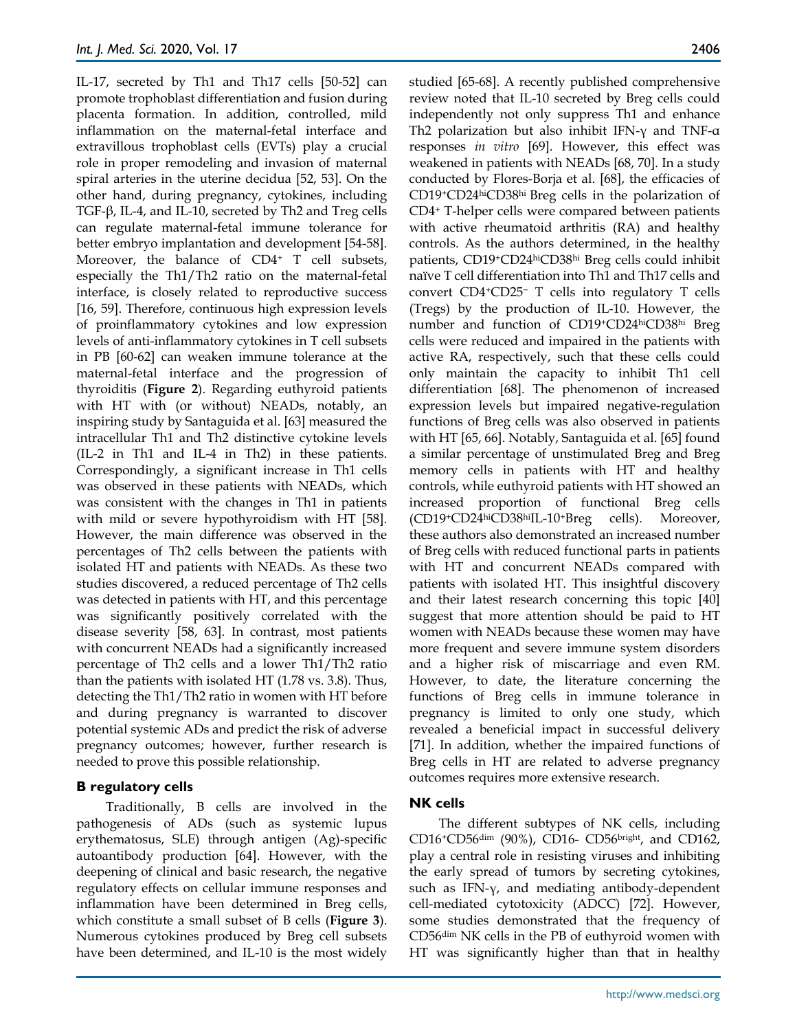IL-17, secreted by Th1 and Th17 cells [50-52] can promote trophoblast differentiation and fusion during placenta formation. In addition, controlled, mild inflammation on the maternal-fetal interface and extravillous trophoblast cells (EVTs) play a crucial role in proper remodeling and invasion of maternal spiral arteries in the uterine decidua [52, 53]. On the other hand, during pregnancy, cytokines, including TGF-β, IL-4, and IL-10, secreted by Th2 and Treg cells can regulate maternal-fetal immune tolerance for better embryo implantation and development [54-58]. Moreover, the balance of $CD4^+$ T cell subsets, especially the Th1/Th2 ratio on the maternal-fetal interface, is closely related to reproductive success [16, 59]. Therefore, continuous high expression levels of proinflammatory cytokines and low expression levels of anti-inflammatory cytokines in T cell subsets in PB [60-62] can weaken immune tolerance at the maternal-fetal interface and the progression of thyroiditis (**Figure 2**). Regarding euthyroid patients with HT with (or without) NEADs, notably, an inspiring study by Santaguida et al. [63] measured the intracellular Th1 and Th2 distinctive cytokine levels (IL-2 in Th1 and IL-4 in Th2) in these patients. Correspondingly, a significant increase in Th1 cells was observed in these patients with NEADs, which was consistent with the changes in Th1 in patients with mild or severe hypothyroidism with HT [58]. However, the main difference was observed in the percentages of Th2 cells between the patients with isolated HT and patients with NEADs. As these two studies discovered, a reduced percentage of Th2 cells was detected in patients with HT, and this percentage was significantly positively correlated with the disease severity [58, 63]. In contrast, most patients with concurrent NEADs had a significantly increased percentage of Th2 cells and a lower Th1/Th2 ratio than the patients with isolated HT (1.78 vs. 3.8). Thus, detecting the Th1/Th2 ratio in women with HT before and during pregnancy is warranted to discover potential systemic ADs and predict the risk of adverse pregnancy outcomes; however, further research is needed to prove this possible relationship.

### B regulatory cells

Traditionally, B cells are involved in the pathogenesis of ADs (such as systemic lupus erythematosus, SLE) through antigen (Ag)-specific autoantibody production [64]. However, with the deepening of clinical and basic research, the negative regulatory effects on cellular immune responses and inflammation have been determined in Breg cells, which constitute a small subset of B cells (**Figure 3**). Numerous cytokines produced by Breg cell subsets have been determined, and IL-10 is the most widely studied [65-68]. A recently published comprehensive review noted that IL-10 secreted by Breg cells could independently not only suppress Th1 and enhance Th2 polarization but also inhibit IFN-γ and TNF-α responses *in vitro* [69]. However, this effect was weakened in patients with NEADs [68, 70]. In a study conducted by Flores-Borja et al. [68], the efficacies of $CD19^+CD24^{hi}CD38^{hi}$ Breg cells in the polarization of $CD4^+$ T-helper cells were compared between patients with active rheumatoid arthritis (RA) and healthy controls. As the authors determined, in the healthy patients, $CD19^+CD24^{hi}CD38^{hi}$ Breg cells could inhibit naïve T cell differentiation into Th1 and Th17 cells and convert $CD4^+CD25^-$ T cells into regulatory T cells (Tregs) by the production of IL-10. However, the number and function of $CD19^+CD24^{hi}CD38^{hi}$ Breg cells were reduced and impaired in the patients with active RA, respectively, such that these cells could only maintain the capacity to inhibit Th1 cell differentiation [68]. The phenomenon of increased expression levels but impaired negative-regulation functions of Breg cells was also observed in patients with HT [65, 66]. Notably, Santaguida et al. [65] found a similar percentage of unstimulated Breg and Breg memory cells in patients with HT and healthy controls, while euthyroid patients with HT showed an increased proportion of functional Breg cells ($CD19^+CD24^{hi}CD38^{hi}IL\text{-}10^+$Breg cells). Moreover, these authors also demonstrated an increased number of Breg cells with reduced functional parts in patients with HT and concurrent NEADs compared with patients with isolated HT. This insightful discovery and their latest research concerning this topic [40] suggest that more attention should be paid to HT women with NEADs because these women may have more frequent and severe immune system disorders and a higher risk of miscarriage and even RM. However, to date, the literature concerning the functions of Breg cells in immune tolerance in pregnancy is limited to only one study, which revealed a beneficial impact in successful delivery [71]. In addition, whether the impaired functions of Breg cells in HT are related to adverse pregnancy outcomes requires more extensive research.

### NK cells

The different subtypes of NK cells, including $CD16^+CD56^{dim}$ (90%), CD16- $CD56^{bright}$, and CD162, play a central role in resisting viruses and inhibiting the early spread of tumors by secreting cytokines, such as IFN-γ, and mediating antibody-dependent cell-mediated cytotoxicity (ADCC) [72]. However, some studies demonstrated that the frequency of $CD56^{dim}$ NK cells in the PB of euthyroid women with HT was significantly higher than that in healthy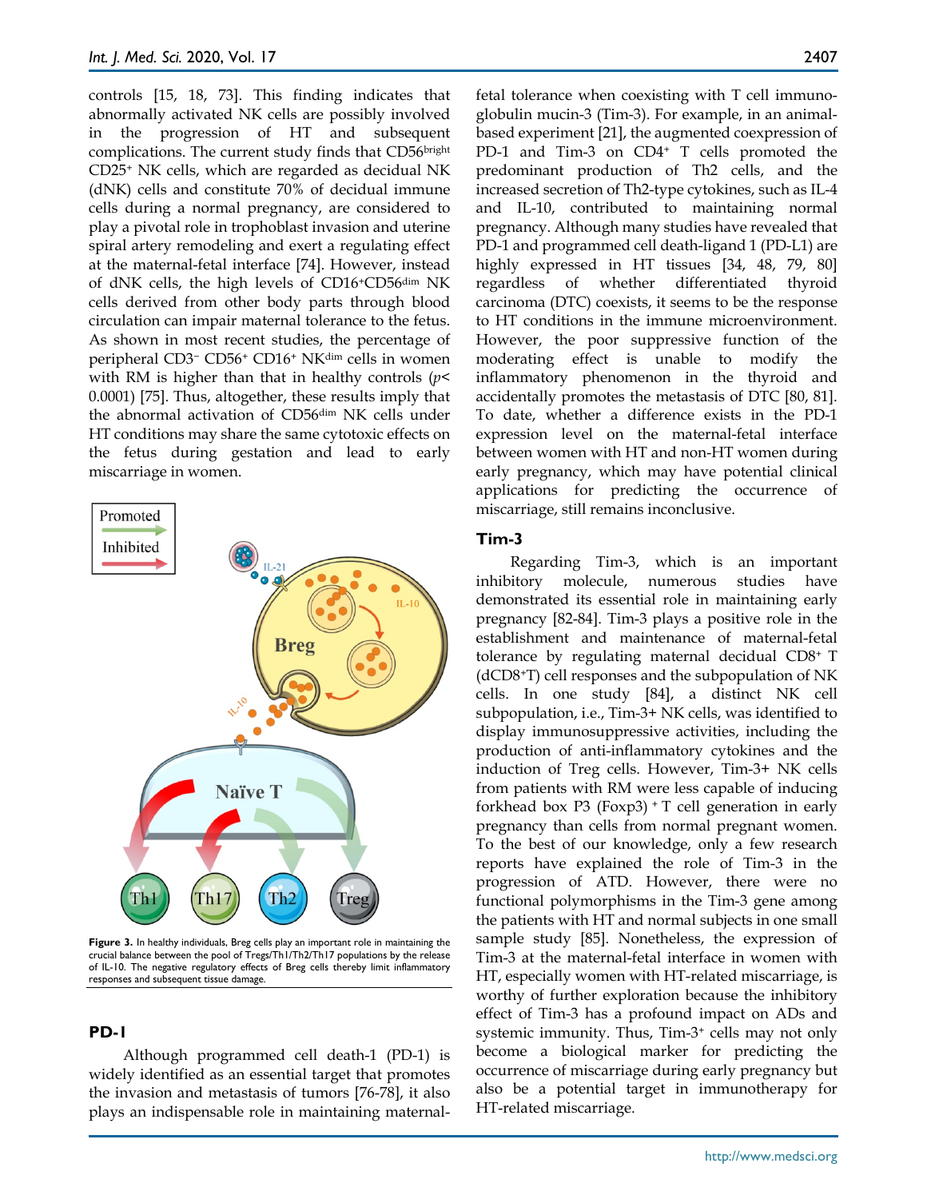controls [15, 18, 73]. This finding indicates that abnormally activated NK cells are possibly involved in the progression of HT and subsequent complications. The current study finds that CD56$^{bright}$ CD25$^{+}$ NK cells, which are regarded as decidual NK (dNK) cells and constitute 70% of decidual immune cells during a normal pregnancy, are considered to play a pivotal role in trophoblast invasion and uterine spiral artery remodeling and exert a regulating effect at the maternal-fetal interface [74]. However, instead of dNK cells, the high levels of CD16$^{+}$CD56$^{dim}$ NK cells derived from other body parts through blood circulation can impair maternal tolerance to the fetus. As shown in most recent studies, the percentage of peripheral CD3$^{-}$ CD56$^{+}$ CD16$^{+}$ NK$^{dim}$ cells in women with RM is higher than that in healthy controls ($p < 0.0001$) [75]. Thus, altogether, these results imply that the abnormal activation of CD56$^{dim}$ NK cells under HT conditions may share the same cytotoxic effects on the fetus during gestation and lead to early miscarriage in women.

**Figure 3.** In healthy individuals, Breg cells play an important role in maintaining the crucial balance between the pool of Tregs/Th1/Th2/Th17 populations by the release of IL-10. The negative regulatory effects of Breg cells thereby limit inflammatory responses and subsequent tissue damage.

## PD-1

Although programmed cell death-1 (PD-1) is widely identified as an essential target that promotes the invasion and metastasis of tumors [76-78], it also plays an indispensable role in maintaining maternal-fetal tolerance when coexisting with T cell immunoglobulin mucin-3 (Tim-3). For example, in an animal-based experiment [21], the augmented coexpression of PD-1 and Tim-3 on CD4$^{+}$ T cells promoted the predominant production of Th2 cells, and the increased secretion of Th2-type cytokines, such as IL-4 and IL-10, contributed to maintaining normal pregnancy. Although many studies have revealed that PD-1 and programmed cell death-ligand 1 (PD-L1) are highly expressed in HT tissues [34, 48, 79, 80] regardless of whether differentiated thyroid carcinoma (DTC) coexists, it seems to be the response to HT conditions in the immune microenvironment. However, the poor suppressive function of the moderating effect is unable to modify the inflammatory phenomenon in the thyroid and accidentally promotes the metastasis of DTC [80, 81]. To date, whether a difference exists in the PD-1 expression level on the maternal-fetal interface between women with HT and non-HT women during early pregnancy, which may have potential clinical applications for predicting the occurrence of miscarriage, still remains inconclusive.

## Tim-3

Regarding Tim-3, which is an important inhibitory molecule, numerous studies have demonstrated its essential role in maintaining early pregnancy [82-84]. Tim-3 plays a positive role in the establishment and maintenance of maternal-fetal tolerance by regulating maternal decidual CD8$^{+}$ T (dCD8$^{+}$T) cell responses and the subpopulation of NK cells. In one study [84], a distinct NK cell subpopulation, i.e., Tim-3+ NK cells, was identified to display immunosuppressive activities, including the production of anti-inflammatory cytokines and the induction of Treg cells. However, Tim-3+ NK cells from patients with RM were less capable of inducing forkhead box P3 (Foxp3)$^{+}$ T cell generation in early pregnancy than cells from normal pregnant women. To the best of our knowledge, only a few research reports have explained the role of Tim-3 in the progression of ATD. However, there were no functional polymorphisms in the Tim-3 gene among the patients with HT and normal subjects in one small sample study [85]. Nonetheless, the expression of Tim-3 at the maternal-fetal interface in women with HT, especially women with HT-related miscarriage, is worthy of further exploration because the inhibitory effect of Tim-3 has a profound impact on ADs and systemic immunity. Thus, Tim-3$^{+}$ cells may not only become a biological marker for predicting the occurrence of miscarriage during early pregnancy but also be a potential target in immunotherapy for HT-related miscarriage.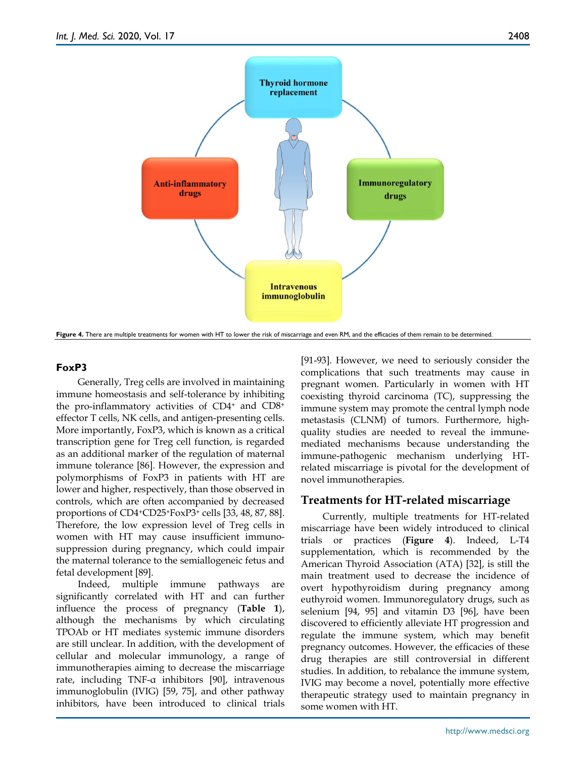Figure 4. There are multiple treatments for women with HT to lower the risk of miscarriage and even RM, and the efficacies of them remain to be determined.

### FoxP3

Generally, Treg cells are involved in maintaining immune homeostasis and self-tolerance by inhibiting the pro-inflammatory activities of $CD4^+$ and $CD8^+$ effector T cells, NK cells, and antigen-presenting cells. More importantly, FoxP3, which is known as a critical transcription gene for Treg cell function, is regarded as an additional marker of the regulation of maternal immune tolerance [86]. However, the expression and polymorphisms of FoxP3 in patients with HT are lower and higher, respectively, than those observed in controls, which are often accompanied by decreased proportions of $CD4^+CD25^+FoxP3^+$ cells [33, 48, 87, 88]. Therefore, the low expression level of Treg cells in women with HT may cause insufficient immunosuppression during pregnancy, which could impair the maternal tolerance to the semiallogeneic fetus and fetal development [89].

Indeed, multiple immune pathways are significantly correlated with HT and can further influence the process of pregnancy (**Table 1**), although the mechanisms by which circulating TPOAb or HT mediates systemic immune disorders are still unclear. In addition, with the development of cellular and molecular immunology, a range of immunotherapies aiming to decrease the miscarriage rate, including TNF-α inhibitors [90], intravenous immunoglobulin (IVIG) [59, 75], and other pathway inhibitors, have been introduced to clinical trials [91-93]. However, we need to seriously consider the complications that such treatments may cause in pregnant women. Particularly in women with HT coexisting thyroid carcinoma (TC), suppressing the immune system may promote the central lymph node metastasis (CLNM) of tumors. Furthermore, high-quality studies are needed to reveal the immune-mediated mechanisms because understanding the immune-pathogenic mechanism underlying HT-related miscarriage is pivotal for the development of novel immunotherapies.

## Treatments for HT-related miscarriage

Currently, multiple treatments for HT-related miscarriage have been widely introduced to clinical trials or practices (**Figure 4**). Indeed, L-T4 supplementation, which is recommended by the American Thyroid Association (ATA) [32], is still the main treatment used to decrease the incidence of overt hypothyroidism during pregnancy among euthyroid women. Immunoregulatory drugs, such as selenium [94, 95] and vitamin D3 [96], have been discovered to efficiently alleviate HT progression and regulate the immune system, which may benefit pregnancy outcomes. However, the efficacies of these drug therapies are still controversial in different studies. In addition, to rebalance the immune system, IVIG may become a novel, potentially more effective therapeutic strategy used to maintain pregnancy in some women with HT.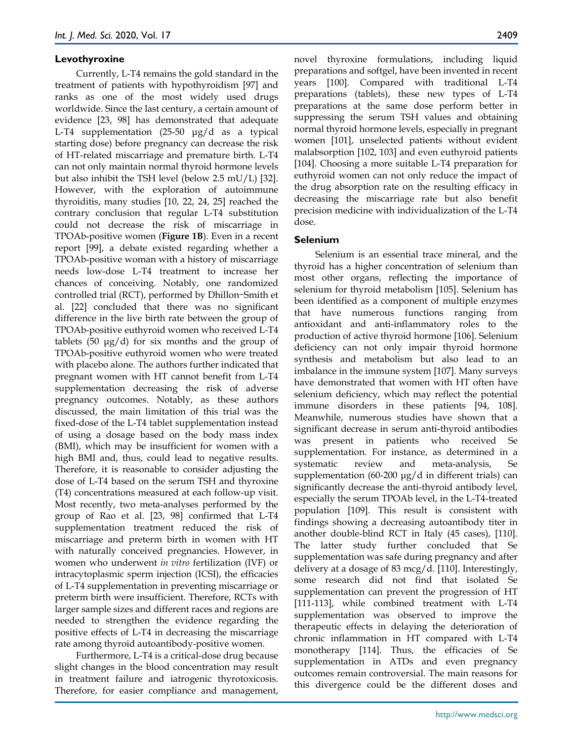### Levothyroxine

Currently, L-T4 remains the gold standard in the treatment of patients with hypothyroidism [97] and ranks as one of the most widely used drugs worldwide. Since the last century, a certain amount of evidence [23, 98] has demonstrated that adequate L-T4 supplementation (25-50 μg/d as a typical starting dose) before pregnancy can decrease the risk of HT-related miscarriage and premature birth. L-T4 can not only maintain normal thyroid hormone levels but also inhibit the TSH level (below 2.5 mU/L) [32]. However, with the exploration of autoimmune thyroiditis, many studies [10, 22, 24, 25] reached the contrary conclusion that regular L-T4 substitution could not decrease the risk of miscarriage in TPOAb-positive women (**Figure 1B**). Even in a recent report [99], a debate existed regarding whether a TPOAb-positive woman with a history of miscarriage needs low-dose L-T4 treatment to increase her chances of conceiving. Notably, one randomized controlled trial (RCT), performed by Dhillon−Smith et al. [22] concluded that there was no significant difference in the live birth rate between the group of TPOAb-positive euthyroid women who received L-T4 tablets (50 μg/d) for six months and the group of TPOAb-positive euthyroid women who were treated with placebo alone. The authors further indicated that pregnant women with HT cannot benefit from L-T4 supplementation decreasing the risk of adverse pregnancy outcomes. Notably, as these authors discussed, the main limitation of this trial was the fixed-dose of the L-T4 tablet supplementation instead of using a dosage based on the body mass index (BMI), which may be insufficient for women with a high BMI and, thus, could lead to negative results. Therefore, it is reasonable to consider adjusting the dose of L-T4 based on the serum TSH and thyroxine (T4) concentrations measured at each follow-up visit. Most recently, two meta-analyses performed by the group of Rao et al. [23, 98] confirmed that L-T4 supplementation treatment reduced the risk of miscarriage and preterm birth in women with HT with naturally conceived pregnancies. However, in women who underwent *in vitro* fertilization (IVF) or intracytoplasmic sperm injection (ICSI), the efficacies of L-T4 supplementation in preventing miscarriage or preterm birth were insufficient. Therefore, RCTs with larger sample sizes and different races and regions are needed to strengthen the evidence regarding the positive effects of L-T4 in decreasing the miscarriage rate among thyroid autoantibody-positive women.

Furthermore, L-T4 is a critical-dose drug because slight changes in the blood concentration may result in treatment failure and iatrogenic thyrotoxicosis. Therefore, for easier compliance and management, novel thyroxine formulations, including liquid preparations and softgel, have been invented in recent years [100]. Compared with traditional L-T4 preparations (tablets), these new types of L-T4 preparations at the same dose perform better in suppressing the serum TSH values and obtaining normal thyroid hormone levels, especially in pregnant women [101], unselected patients without evident malabsorption [102, 103] and even euthyroid patients [104]. Choosing a more suitable L-T4 preparation for euthyroid women can not only reduce the impact of the drug absorption rate on the resulting efficacy in decreasing the miscarriage rate but also benefit precision medicine with individualization of the L-T4 dose.

### Selenium

Selenium is an essential trace mineral, and the thyroid has a higher concentration of selenium than most other organs, reflecting the importance of selenium for thyroid metabolism [105]. Selenium has been identified as a component of multiple enzymes that have numerous functions ranging from antioxidant and anti-inflammatory roles to the production of active thyroid hormone [106]. Selenium deficiency can not only impair thyroid hormone synthesis and metabolism but also lead to an imbalance in the immune system [107]. Many surveys have demonstrated that women with HT often have selenium deficiency, which may reflect the potential immune disorders in these patients [94, 108]. Meanwhile, numerous studies have shown that a significant decrease in serum anti-thyroid antibodies was present in patients who received Se supplementation. For instance, as determined in a systematic review and meta-analysis, Se supplementation (60-200 μg/d in different trials) can significantly decrease the anti-thyroid antibody level, especially the serum TPOAb level, in the L-T4-treated population [109]. This result is consistent with findings showing a decreasing autoantibody titer in another double-blind RCT in Italy (45 cases), [110]. The latter study further concluded that Se supplementation was safe during pregnancy and after delivery at a dosage of 83 mcg/d. [110]. Interestingly, some research did not find that isolated Se supplementation can prevent the progression of HT [111-113], while combined treatment with L-T4 supplementation was observed to improve the therapeutic effects in delaying the deterioration of chronic inflammation in HT compared with L-T4 monotherapy [114]. Thus, the efficacies of Se supplementation in ATDs and even pregnancy outcomes remain controversial. The main reasons for this divergence could be the different doses and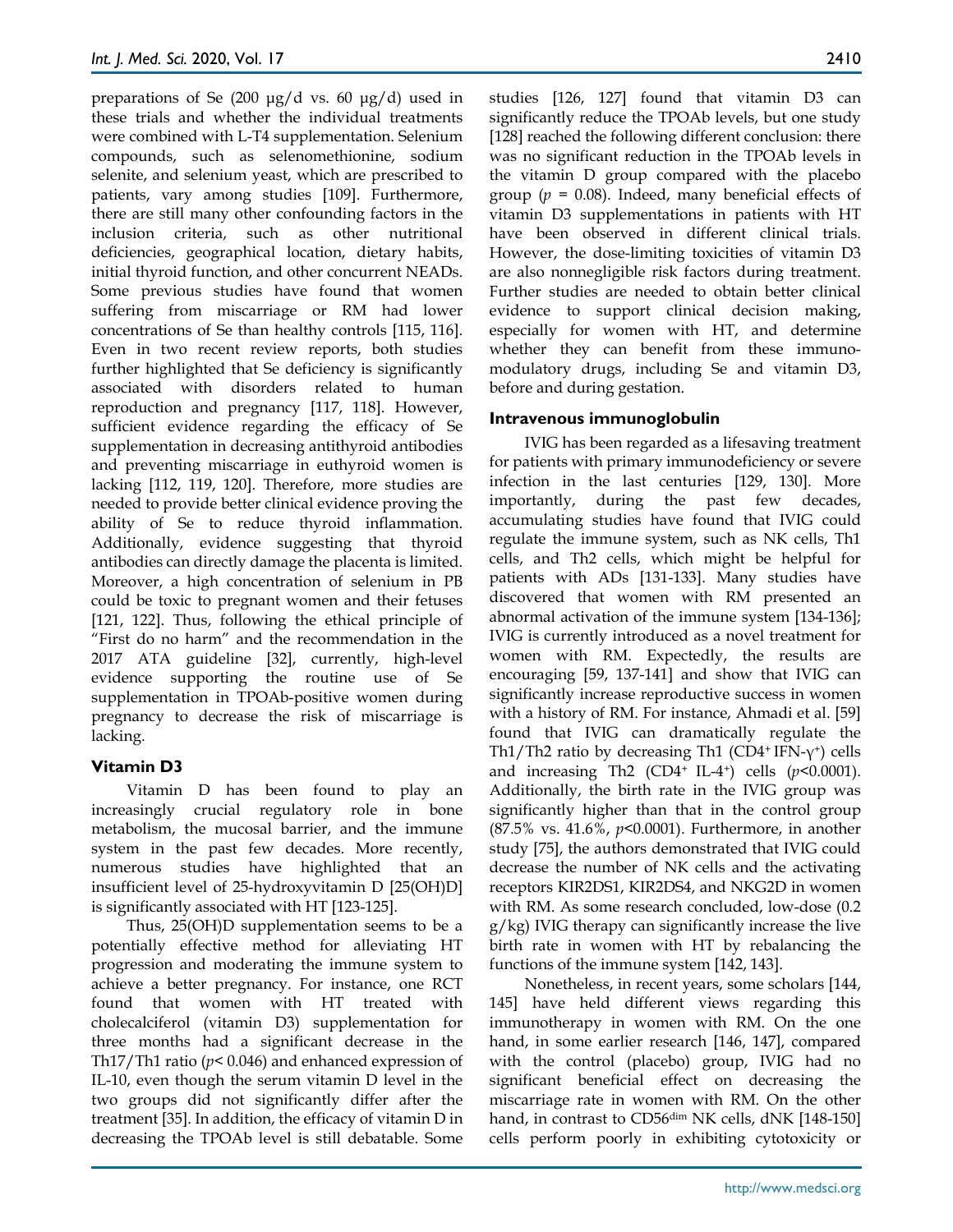preparations of Se (200 μg/d vs. 60 μg/d) used in these trials and whether the individual treatments were combined with L-T4 supplementation. Selenium compounds, such as selenomethionine, sodium selenite, and selenium yeast, which are prescribed to patients, vary among studies [109]. Furthermore, there are still many other confounding factors in the inclusion criteria, such as other nutritional deficiencies, geographical location, dietary habits, initial thyroid function, and other concurrent NEADs. Some previous studies have found that women suffering from miscarriage or RM had lower concentrations of Se than healthy controls [115, 116]. Even in two recent review reports, both studies further highlighted that Se deficiency is significantly associated with disorders related to human reproduction and pregnancy [117, 118]. However, sufficient evidence regarding the efficacy of Se supplementation in decreasing antithyroid antibodies and preventing miscarriage in euthyroid women is lacking [112, 119, 120]. Therefore, more studies are needed to provide better clinical evidence proving the ability of Se to reduce thyroid inflammation. Additionally, evidence suggesting that thyroid antibodies can directly damage the placenta is limited. Moreover, a high concentration of selenium in PB could be toxic to pregnant women and their fetuses [121, 122]. Thus, following the ethical principle of "First do no harm" and the recommendation in the 2017 ATA guideline [32], currently, high-level evidence supporting the routine use of Se supplementation in TPOAb-positive women during pregnancy to decrease the risk of miscarriage is lacking.

### Vitamin D3

Vitamin D has been found to play an increasingly crucial regulatory role in bone metabolism, the mucosal barrier, and the immune system in the past few decades. More recently, numerous studies have highlighted that an insufficient level of 25-hydroxyvitamin D [25(OH)D] is significantly associated with HT [123-125].

Thus, 25(OH)D supplementation seems to be a potentially effective method for alleviating HT progression and moderating the immune system to achieve a better pregnancy. For instance, one RCT found that women with HT treated with cholecalciferol (vitamin D3) supplementation for three months had a significant decrease in the Th17/Th1 ratio ($p < 0.046$) and enhanced expression of IL-10, even though the serum vitamin D level in the two groups did not significantly differ after the treatment [35]. In addition, the efficacy of vitamin D in decreasing the TPOAb level is still debatable. Some studies [126, 127] found that vitamin D3 can significantly reduce the TPOAb levels, but one study [128] reached the following different conclusion: there was no significant reduction in the TPOAb levels in the vitamin D group compared with the placebo group ($p = 0.08$). Indeed, many beneficial effects of vitamin D3 supplementations in patients with HT have been observed in different clinical trials. However, the dose-limiting toxicities of vitamin D3 are also nonnegligible risk factors during treatment. Further studies are needed to obtain better clinical evidence to support clinical decision making, especially for women with HT, and determine whether they can benefit from these immunomodulatory drugs, including Se and vitamin D3, before and during gestation.

### Intravenous immunoglobulin

IVIG has been regarded as a lifesaving treatment for patients with primary immunodeficiency or severe infection in the last centuries [129, 130]. More importantly, during the past few decades, accumulating studies have found that IVIG could regulate the immune system, such as NK cells, Th1 cells, and Th2 cells, which might be helpful for patients with ADs [131-133]. Many studies have discovered that women with RM presented an abnormal activation of the immune system [134-136]; IVIG is currently introduced as a novel treatment for women with RM. Expectedly, the results are encouraging [59, 137-141] and show that IVIG can significantly increase reproductive success in women with a history of RM. For instance, Ahmadi et al. [59] found that IVIG can dramatically regulate the Th1/Th2 ratio by decreasing Th1 ($CD4^+$ $IFN$-$\gamma^+$) cells and increasing Th2 ($CD4^+$ $IL$-$4^+$) cells ($p<0.0001$). Additionally, the birth rate in the IVIG group was significantly higher than that in the control group (87.5% vs. 41.6%, $p<0.0001$). Furthermore, in another study [75], the authors demonstrated that IVIG could decrease the number of NK cells and the activating receptors KIR2DS1, KIR2DS4, and NKG2D in women with RM. As some research concluded, low-dose (0.2 g/kg) IVIG therapy can significantly increase the live birth rate in women with HT by rebalancing the functions of the immune system [142, 143].

Nonetheless, in recent years, some scholars [144, 145] have held different views regarding this immunotherapy in women with RM. On the one hand, in some earlier research [146, 147], compared with the control (placebo) group, IVIG had no significant beneficial effect on decreasing the miscarriage rate in women with RM. On the other hand, in contrast to $CD56^{dim}$ NK cells, dNK [148-150] cells perform poorly in exhibiting cytotoxicity or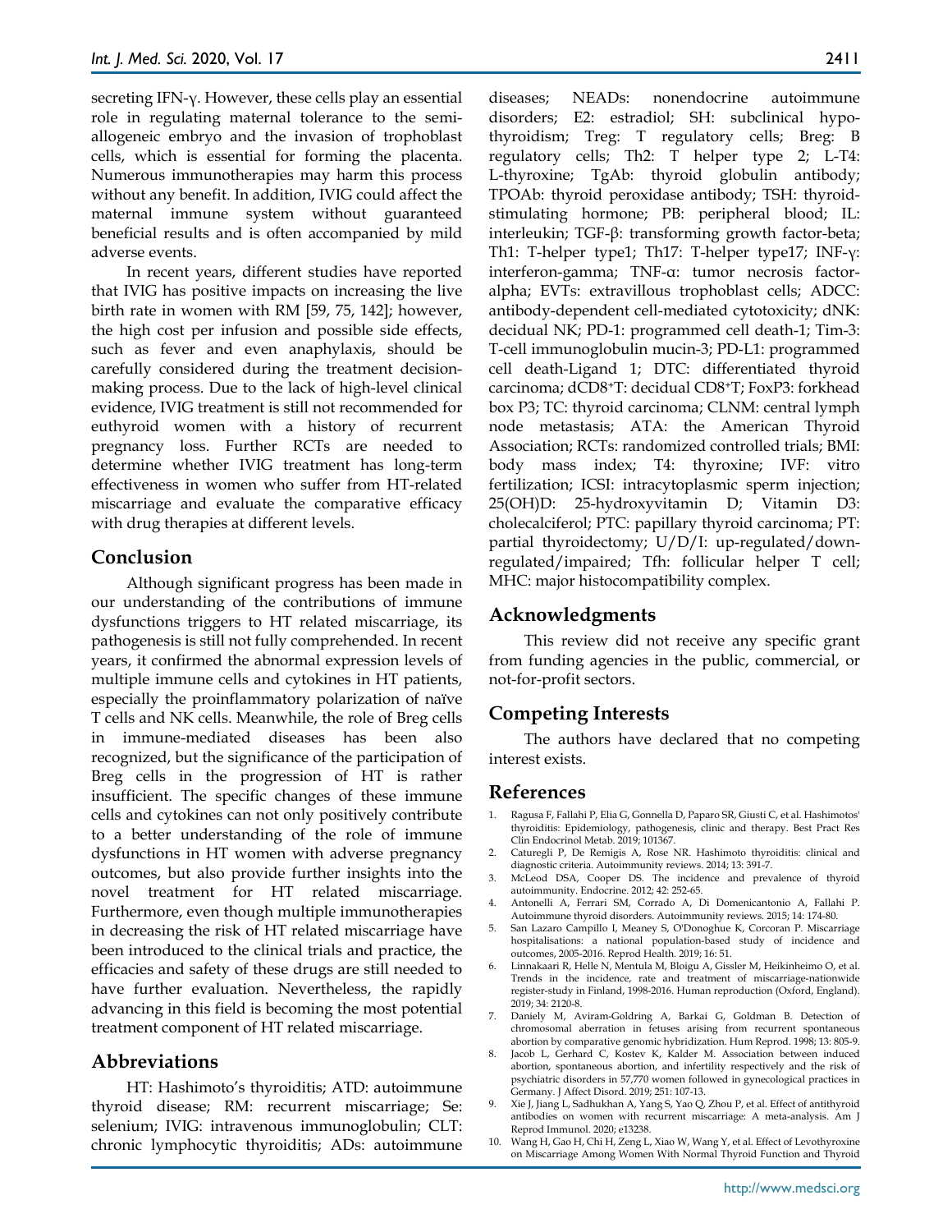secreting IFN-γ. However, these cells play an essential role in regulating maternal tolerance to the semi-allogeneic embryo and the invasion of trophoblast cells, which is essential for forming the placenta. Numerous immunotherapies may harm this process without any benefit. In addition, IVIG could affect the maternal immune system without guaranteed beneficial results and is often accompanied by mild adverse events.

In recent years, different studies have reported that IVIG has positive impacts on increasing the live birth rate in women with RM [59, 75, 142]; however, the high cost per infusion and possible side effects, such as fever and even anaphylaxis, should be carefully considered during the treatment decision-making process. Due to the lack of high-level clinical evidence, IVIG treatment is still not recommended for euthyroid women with a history of recurrent pregnancy loss. Further RCTs are needed to determine whether IVIG treatment has long-term effectiveness in women who suffer from HT-related miscarriage and evaluate the comparative efficacy with drug therapies at different levels.

## Conclusion

Although significant progress has been made in our understanding of the contributions of immune dysfunctions triggers to HT related miscarriage, its pathogenesis is still not fully comprehended. In recent years, it confirmed the abnormal expression levels of multiple immune cells and cytokines in HT patients, especially the proinflammatory polarization of naïve T cells and NK cells. Meanwhile, the role of Breg cells in immune-mediated diseases has been also recognized, but the significance of the participation of Breg cells in the progression of HT is rather insufficient. The specific changes of these immune cells and cytokines can not only positively contribute to a better understanding of the role of immune dysfunctions in HT women with adverse pregnancy outcomes, but also provide further insights into the novel treatment for HT related miscarriage. Furthermore, even though multiple immunotherapies in decreasing the risk of HT related miscarriage have been introduced to the clinical trials and practice, the efficacies and safety of these drugs are still needed to have further evaluation. Nevertheless, the rapidly advancing in this field is becoming the most potential treatment component of HT related miscarriage.

## Abbreviations

HT: Hashimoto's thyroiditis; ATD: autoimmune thyroid disease; RM: recurrent miscarriage; Se: selenium; IVIG: intravenous immunoglobulin; CLT: chronic lymphocytic thyroiditis; ADs: autoimmune diseases; NEADs: nonendocrine autoimmune disorders; E2: estradiol; SH: subclinical hypothyroidism; Treg: T regulatory cells; Breg: B regulatory cells; Th2: T helper type 2; L-T4: L-thyroxine; TgAb: thyroid globulin antibody; TPOAb: thyroid peroxidase antibody; TSH: thyroid-stimulating hormone; PB: peripheral blood; IL: interleukin; TGF-β: transforming growth factor-beta; Th1: T-helper type1; Th17: T-helper type17; INF-γ: interferon-gamma; TNF-α: tumor necrosis factor-alpha; EVTs: extravillous trophoblast cells; ADCC: antibody-dependent cell-mediated cytotoxicity; dNK: decidual NK; PD-1: programmed cell death-1; Tim-3: T-cell immunoglobulin mucin-3; PD-L1: programmed cell death-Ligand 1; DTC: differentiated thyroid carcinoma; dCD8$^+$T: decidual CD8$^+$T; FoxP3: forkhead box P3; TC: thyroid carcinoma; CLNM: central lymph node metastasis; ATA: the American Thyroid Association; RCTs: randomized controlled trials; BMI: body mass index; T4: thyroxine; IVF: vitro fertilization; ICSI: intracytoplasmic sperm injection; 25(OH)D: 25-hydroxyvitamin D; Vitamin D3: cholecalciferol; PTC: papillary thyroid carcinoma; PT: partial thyroidectomy; U/D/I: up-regulated/down-regulated/impaired; Tfh: follicular helper T cell; MHC: major histocompatibility complex.

## Acknowledgments

This review did not receive any specific grant from funding agencies in the public, commercial, or not-for-profit sectors.

## Competing Interests

The authors have declared that no competing interest exists.

## References

1. Ragusa F, Fallahi P, Elia G, Gonnella D, Paparo SR, Giusti C, et al. Hashimotos' thyroiditis: Epidemiology, pathogenesis, clinic and therapy. Best Pract Res Clin Endocrinol Metab. 2019; 101367.
2. Caturegli P, De Remigis A, Rose NR. Hashimoto thyroiditis: clinical and diagnostic criteria. Autoimmunity reviews. 2014; 13: 391-7.
3. McLeod DSA, Cooper DS. The incidence and prevalence of thyroid autoimmunity. Endocrine. 2012; 42: 252-65.
4. Antonelli A, Ferrari SM, Corrado A, Di Domenicantonio A, Fallahi P. Autoimmune thyroid disorders. Autoimmunity reviews. 2015; 14: 174-80.
5. San Lazaro Campillo I, Meaney S, O'Donoghue K, Corcoran P. Miscarriage hospitalisations: a national population-based study of incidence and outcomes, 2005-2016. Reprod Health. 2019; 16: 51.
6. Linnakaari R, Helle N, Mentula M, Bloigu A, Gissler M, Heikinheimo O, et al. Trends in the incidence, rate and treatment of miscarriage-nationwide register-study in Finland, 1998-2016. Human reproduction (Oxford, England). 2019; 34: 2120-8.
7. Daniely M, Aviram-Goldring A, Barkai G, Goldman B. Detection of chromosomal aberration in fetuses arising from recurrent spontaneous abortion by comparative genomic hybridization. Hum Reprod. 1998; 13: 805-9.
8. Jacob L, Gerhard C, Kostev K, Kalder M. Association between induced abortion, spontaneous abortion, and infertility respectively and the risk of psychiatric disorders in 57,770 women followed in gynecological practices in Germany. J Affect Disord. 2019; 251: 107-13.
9. Xie J, Jiang L, Sadhukhan A, Yang S, Yao Q, Zhou P, et al. Effect of antithyroid antibodies on women with recurrent miscarriage: A meta-analysis. Am J Reprod Immunol. 2020; e13238.
10. Wang H, Gao H, Chi H, Zeng L, Xiao W, Wang Y, et al. Effect of Levothyroxine on Miscarriage Among Women With Normal Thyroid Function and Thyroid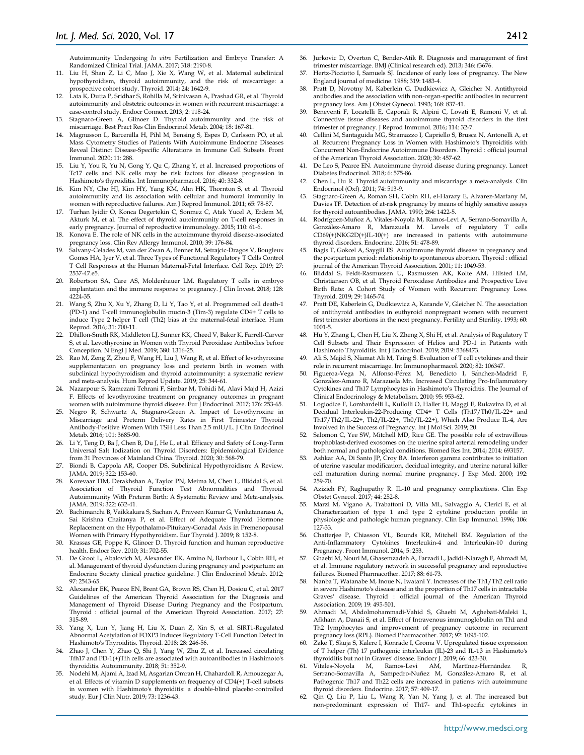Autoimmunity Undergoing *In vitro* Fertilization and Embryo Transfer: A Randomized Clinical Trial. JAMA. 2017; 318: 2190-8.

11. Liu H, Shan Z, Li C, Mao J, Xie X, Wang W, et al. Maternal subclinical hypothyroidism, thyroid autoimmunity, and the risk of miscarriage: a prospective cohort study. Thyroid. 2014; 24: 1642-9.
12. Lata K, Dutta P, Sridhar S, Rohilla M, Srinivasan A, Prashad GR, et al. Thyroid autoimmunity and obstetric outcomes in women with recurrent miscarriage: a case-control study. Endocr Connect. 2013; 2: 118-24.
13. Stagnaro-Green A, Glinoer D. Thyroid autoimmunity and the risk of miscarriage. Best Pract Res Clin Endocrinol Metab. 2004; 18: 167-81.
14. Magnusson L, Barcenilla H, Pihl M, Bensing S, Espes D, Carlsson PO, et al. Mass Cytometry Studies of Patients With Autoimmune Endocrine Diseases Reveal Distinct Disease-Specific Alterations in Immune Cell Subsets. Front Immunol. 2020; 11: 288.
15. Liu Y, You R, Yu N, Gong Y, Qu C, Zhang Y, et al. Increased proportions of Tc17 cells and NK cells may be risk factors for disease progression in Hashimoto's thyroiditis. Int Immunopharmacol. 2016; 40: 332-8.
16. Kim NY, Cho HJ, Kim HY, Yang KM, Ahn HK, Thornton S, et al. Thyroid autoimmunity and its association with cellular and humoral immunity in women with reproductive failures. Am J Reprod Immunol. 2011; 65: 78-87.
17. Turhan Iyidir O, Konca Degertekin C, Sonmez C, Atak Yucel A, Erdem M, Akturk M, et al. The effect of thyroid autoimmunity on T-cell responses in early pregnancy. Journal of reproductive immunology. 2015; 110: 61-6.
18. Konova E. The role of NK cells in the autoimmune thyroid disease-associated pregnancy loss. Clin Rev Allergy Immunol. 2010; 39: 176-84.
19. Salvany-Celades M, van der Zwan A, Benner M, Setrajcic-Dragos V, Bougleux Gomes HA, Iyer V, et al. Three Types of Functional Regulatory T Cells Control T Cell Responses at the Human Maternal-Fetal Interface. Cell Rep. 2019; 27: 2537-47.e5.
20. Robertson SA, Care AS, Moldenhauer LM. Regulatory T cells in embryo implantation and the immune response to pregnancy. J Clin Invest. 2018; 128: 4224-35.
21. Wang S, Zhu X, Xu Y, Zhang D, Li Y, Tao Y, et al. Programmed cell death-1 (PD-1) and T-cell immunoglobulin mucin-3 (Tim-3) regulate CD4+ T cells to induce Type 2 helper T cell (Th2) bias at the maternal-fetal interface. Hum Reprod. 2016; 31: 700-11.
22. Dhillon-Smith RK, Middleton LJ, Sunner KK, Cheed V, Baker K, Farrell-Carver S, et al. Levothyroxine in Women with Thyroid Peroxidase Antibodies before Conception. N Engl J Med. 2019; 380: 1316-25.
23. Rao M, Zeng Z, Zhou F, Wang H, Liu J, Wang R, et al. Effect of levothyroxine supplementation on pregnancy loss and preterm birth in women with subclinical hypothyroidism and thyroid autoimmunity: a systematic review and meta-analysis. Hum Reprod Update. 2019; 25: 344-61.
24. Nazarpour S, Ramezani Tehrani F, Simbar M, Tohidi M, Alavi Majd H, Azizi F. Effects of levothyroxine treatment on pregnancy outcomes in pregnant women with autoimmune thyroid disease. Eur J Endocrinol. 2017; 176: 253-65.
25. Negro R, Schwartz A, Stagnaro-Green A. Impact of Levothyroxine in Miscarriage and Preterm Delivery Rates in First Trimester Thyroid Antibody-Positive Women With TSH Less Than 2.5 mIU/L. J Clin Endocrinol Metab. 2016; 101: 3685-90.
26. Li Y, Teng D, Ba J, Chen B, Du J, He L, et al. Efficacy and Safety of Long-Term Universal Salt Iodization on Thyroid Disorders: Epidemiological Evidence from 31 Provinces of Mainland China. Thyroid. 2020; 30: 568-79.
27. Biondi B, Cappola AR, Cooper DS. Subclinical Hypothyroidism: A Review. JAMA. 2019; 322: 153-60.
28. Korevaar TIM, Derakhshan A, Taylor PN, Meima M, Chen L, Bliddal S, et al. Association of Thyroid Function Test Abnormalities and Thyroid Autoimmunity With Preterm Birth: A Systematic Review and Meta-analysis. JAMA. 2019; 322: 632-41.
29. Bachimanchi B, Vaikkakara S, Sachan A, Praveen Kumar G, Venkatanarasu A, Sai Krishna Chaitanya P, et al. Effect of Adequate Thyroid Hormone Replacement on the Hypothalamo-Pituitary-Gonadal Axis in Premenopausal Women with Primary Hypothyroidism. Eur Thyroid J. 2019; 8: 152-8.
30. Krassas GE, Poppe K, Glinoer D. Thyroid function and human reproductive health. Endocr Rev. 2010; 31: 702-55.
31. De Groot L, Abalovich M, Alexander EK, Amino N, Barbour L, Cobin RH, et al. Management of thyroid dysfunction during pregnancy and postpartum: an Endocrine Society clinical practice guideline. J Clin Endocrinol Metab. 2012; 97: 2543-65.
32. Alexander EK, Pearce EN, Brent GA, Brown RS, Chen H, Dosiou C, et al. 2017 Guidelines of the American Thyroid Association for the Diagnosis and Management of Thyroid Disease During Pregnancy and the Postpartum. Thyroid : official journal of the American Thyroid Association. 2017; 27: 315-89.
33. Yang X, Lun Y, Jiang H, Liu X, Duan Z, Xin S, et al. SIRT1-Regulated Abnormal Acetylation of FOXP3 Induces Regulatory T-Cell Function Defect in Hashimoto's Thyroiditis. Thyroid. 2018; 28: 246-56.
34. Zhao J, Chen Y, Zhao Q, Shi J, Yang W, Zhu Z, et al. Increased circulating Tfh17 and PD-1(+)Tfh cells are associated with autoantibodies in Hashimoto's thyroiditis. Autoimmunity. 2018; 51: 352-9.
35. Nodehi M, Ajami A, Izad M, Asgarian Omran H, Chahardoli R, Amouzegar A, et al. Effects of vitamin D supplements on frequency of CD4(+) T-cell subsets in women with Hashimoto's thyroiditis: a double-blind placebo-controlled study. Eur J Clin Nutr. 2019; 73: 1236-43.
36. Jurkovic D, Overton C, Bender-Atik R. Diagnosis and management of first trimester miscarriage. BMJ (Clinical research ed). 2013; 346: f3676.
37. Hertz-Picciotto I, Samuels SJ. Incidence of early loss of pregnancy. The New England journal of medicine. 1988; 319: 1483-4.
38. Pratt D, Novotny M, Kaberlein G, Dudkiewicz A, Gleicher N. Antithyroid antibodies and the association with non-organ-specific antibodies in recurrent pregnancy loss. Am J Obstet Gynecol. 1993; 168: 837-41.
39. Beneventi F, Locatelli E, Caporali R, Alpini C, Lovati E, Ramoni V, et al. Connective tissue diseases and autoimmune thyroid disorders in the first trimester of pregnancy. J Reprod Immunol. 2016; 114: 32-7.
40. Cellini M, Santaguida MG, Stramazzo I, Capriello S, Brusca N, Antonelli A, et al. Recurrent Pregnancy Loss in Women with Hashimoto's Thyroiditis with Concurrent Non-Endocrine Autoimmune Disorders. Thyroid : official journal of the American Thyroid Association. 2020; 30: 457-62.
41. De Leo S, Pearce EN. Autoimmune thyroid disease during pregnancy. Lancet Diabetes Endocrinol. 2018; 6: 575-86.
42. Chen L, Hu R. Thyroid autoimmunity and miscarriage: a meta-analysis. Clin Endocrinol (Oxf). 2011; 74: 513-9.
43. Stagnaro-Green A, Roman SH, Cobin RH, el-Harazy E, Alvarez-Marfany M, Davies TF. Detection of at-risk pregnancy by means of highly sensitive assays for thyroid autoantibodies. JAMA. 1990; 264: 1422-5.
44. Rodríguez-Muñoz A, Vitales-Noyola M, Ramos-Levi A, Serrano-Somavilla A, González-Amaro R, Marazuela M. Levels of regulatory T cells CD69(+)NKG2D(+)IL-10(+) are increased in patients with autoimmune thyroid disorders. Endocrine. 2016; 51: 478-89.
45. Bagis T, Gokcel A, Saygili ES. Autoimmune thyroid disease in pregnancy and the postpartum period: relationship to spontaneous abortion. Thyroid : official journal of the American Thyroid Association. 2001; 11: 1049-53.
46. Bliddal S, Feldt-Rasmussen U, Rasmussen AK, Kolte AM, Hilsted LM, Christiansen OB, et al. Thyroid Peroxidase Antibodies and Prospective Live Birth Rate: A Cohort Study of Women with Recurrent Pregnancy Loss. Thyroid. 2019; 29: 1465-74.
47. Pratt DE, Kaberlein G, Dudkiewicz A, Karande V, Gleicher N. The association of antithyroid antibodies in euthyroid nonpregnant women with recurrent first trimester abortions in the next pregnancy. Fertility and Sterility. 1993; 60: 1001-5.
48. Hu Y, Zhang L, Chen H, Liu X, Zheng X, Shi H, et al. Analysis of Regulatory T Cell Subsets and Their Expression of Helios and PD-1 in Patients with Hashimoto Thyroiditis. Int J Endocrinol. 2019; 2019: 5368473.
49. Ali S, Majid S, Niamat Ali M, Taing S. Evaluation of T cell cytokines and their role in recurrent miscarriage. Int Immunopharmacol. 2020; 82: 106347.
50. Figueroa-Vega N, Alfonso-Pérez M, Benedicto I, Sánchez-Madrid F, González-Amaro R, Marazuela Mn. Increased Circulating Pro-Inflammatory Cytokines and Th17 Lymphocytes in Hashimoto's Thyroiditis. The Journal of Clinical Endocrinology & Metabolism. 2010; 95: 953-62.
51. Logiodice F, Lombardelli L, Kullolli O, Haller H, Maggi E, Rukavina D, et al. Decidual Interleukin-22-Producing CD4+ T Cells (Th17/Th0/IL-22+ and Th17/Th2/IL-22+, Th2/IL-22+, Th0/IL-22+), Which Also Produce IL-4, Are Involved in the Success of Pregnancy. Int J Mol Sci. 2019; 20.
52. Salomon C, Yee SW, Mitchell MD, Rice GE. The possible role of extravillous trophoblast-derived exosomes on the uterine spiral arterial remodeling under both normal and pathological conditions. Biomed Res Int. 2014; 2014: 693157.
53. Ashkar AA, Di Santo JP, Croy BA. Interferon gamma contributes to initiation of uterine vascular modification, decidual integrity, and uterine natural killer cell maturation during normal murine pregnancy. J Exp Med. 2000; 192: 259-70.
54. Azizieh FY, Raghupathy R. IL-10 and pregnancy complications. Clin Exp Obstet Gynecol. 2017; 44: 252-8.
55. Marzi M, Vigano A, Trabattoni D, Villa ML, Salvaggio A, Clerici E, et al. Characterization of type 1 and type 2 cytokine production profile in physiologic and pathologic human pregnancy. Clin Exp Immunol. 1996; 106: 127-33.
56. Chatterjee P, Chiasson VL, Bounds KR, Mitchell BM. Regulation of the Anti-Inflammatory Cytokines Interleukin-4 and Interleukin-10 during Pregnancy. Front Immunol. 2014; 5: 253.
57. Ghaebi M, Nouri M, Ghasemzadeh A, Farzadi L, Jadidi-Niaragh F, Ahmadi M, et al. Immune regulatory network in successful pregnancy and reproductive failures. Biomed Pharmacother. 2017; 88: 61-73.
58. Nanba T, Watanabe M, Inoue N, Iwatani Y. Increases of the Th1/Th2 cell ratio in severe Hashimoto's disease and in the proportion of Th17 cells in intractable Graves' disease. Thyroid : official journal of the American Thyroid Association. 2009; 19: 495-501.
59. Ahmadi M, Abdolmohammadi-Vahid S, Ghaebi M, Aghebati-Maleki L, Afkham A, Danaii S, et al. Effect of Intravenous immunoglobulin on Th1 and Th2 lymphocytes and improvement of pregnancy outcome in recurrent pregnancy loss (RPL). Biomed Pharmacother. 2017; 92: 1095-102.
60. Zake T, Skuja S, Kalere I, Konrade I, Groma V. Upregulated tissue expression of T helper (Th) 17 pathogenic interleukin (IL)-23 and IL-1β in Hashimoto's thyroiditis but not in Graves' disease. Endocr J. 2019; 66: 423-30.
61. Vitales-Noyola M, Ramos-Levi AM, Martínez-Hernández R, Serrano-Somavilla A, Sampedro-Nuñez M, González-Amaro R, et al. Pathogenic Th17 and Th22 cells are increased in patients with autoimmune thyroid disorders. Endocrine. 2017; 57: 409-17.
62. Qin Q, Liu P, Liu L, Wang R, Yan N, Yang J, et al. The increased but non-predominant expression of Th17- and Th1-specific cytokines in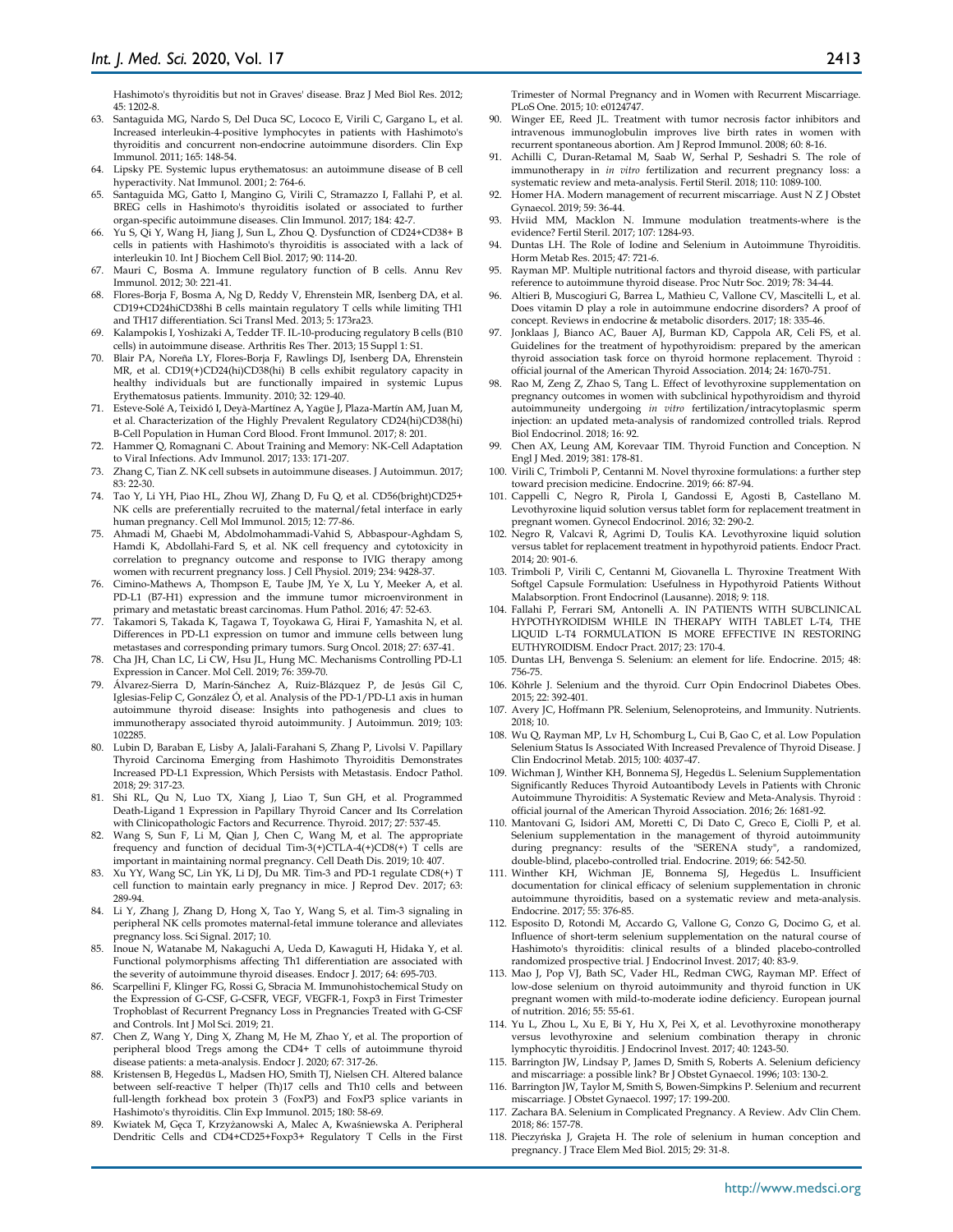Hashimoto's thyroiditis but not in Graves' disease. Braz J Med Biol Res. 2012; 45: 1202-8.

63. Santaguida MG, Nardo S, Del Duca SC, Lococo E, Virili C, Gargano L, et al. Increased interleukin-4-positive lymphocytes in patients with Hashimoto's thyroiditis and concurrent non-endocrine autoimmune disorders. Clin Exp Immunol. 2011; 165: 148-54.
64. Lipsky PE. Systemic lupus erythematosus: an autoimmune disease of B cell hyperactivity. Nat Immunol. 2001; 2: 764-6.
65. Santaguida MG, Gatto I, Mangino G, Virili C, Stramazzo I, Fallahi P, et al. BREG cells in Hashimoto's thyroiditis isolated or associated to further organ-specific autoimmune diseases. Clin Immunol. 2017; 184: 42-7.
66. Yu S, Qi Y, Wang H, Jiang J, Sun L, Zhou Q. Dysfunction of CD24+CD38+ B cells in patients with Hashimoto's thyroiditis is associated with a lack of interleukin 10. Int J Biochem Cell Biol. 2017; 90: 114-20.
67. Mauri C, Bosma A. Immune regulatory function of B cells. Annu Rev Immunol. 2012; 30: 221-41.
68. Flores-Borja F, Bosma A, Ng D, Reddy V, Ehrenstein MR, Isenberg DA, et al. CD19+CD24hiCD38hi B cells maintain regulatory T cells while limiting TH1 and TH17 differentiation. Sci Transl Med. 2013; 5: 173ra23.
69. Kalampokis I, Yoshizaki A, Tedder TF. IL-10-producing regulatory B cells (B10 cells) in autoimmune disease. Arthritis Res Ther. 2013; 15 Suppl 1: S1.
70. Blair PA, Noreña LY, Flores-Borja F, Rawlings DJ, Isenberg DA, Ehrenstein MR, et al. CD19(+)CD24(hi)CD38(hi) B cells exhibit regulatory capacity in healthy individuals but are functionally impaired in systemic Lupus Erythematosus patients. Immunity. 2010; 32: 129-40.
71. Esteve-Solé A, Teixidó I, Deyà-Martínez A, Yagüe J, Plaza-Martín AM, Juan M, et al. Characterization of the Highly Prevalent Regulatory CD24(hi)CD38(hi) B-Cell Population in Human Cord Blood. Front Immunol. 2017; 8: 201.
72. Hammer Q, Romagnani C. About Training and Memory: NK-Cell Adaptation to Viral Infections. Adv Immunol. 2017; 133: 171-207.
73. Zhang C, Tian Z. NK cell subsets in autoimmune diseases. J Autoimmun. 2017; 83: 22-30.
74. Tao Y, Li YH, Piao HL, Zhou WJ, Zhang D, Fu Q, et al. CD56(bright)CD25+ NK cells are preferentially recruited to the maternal/fetal interface in early human pregnancy. Cell Mol Immunol. 2015; 12: 77-86.
75. Ahmadi M, Ghaebi M, Abdolmohammadi-Vahid S, Abbaspour-Aghdam S, Hamdi K, Abdollahi-Fard S, et al. NK cell frequency and cytotoxicity in correlation to pregnancy outcome and response to IVIG therapy among women with recurrent pregnancy loss. J Cell Physiol. 2019; 234: 9428-37.
76. Cimino-Mathews A, Thompson E, Taube JM, Ye X, Lu Y, Meeker A, et al. PD-L1 (B7-H1) expression and the immune tumor microenvironment in primary and metastatic breast carcinomas. Hum Pathol. 2016; 47: 52-63.
77. Takamori S, Takada K, Tagawa T, Toyokawa G, Hirai F, Yamashita N, et al. Differences in PD-L1 expression on tumor and immune cells between lung metastases and corresponding primary tumors. Surg Oncol. 2018; 27: 637-41.
78. Cha JH, Chan LC, Li CW, Hsu JL, Hung MC. Mechanisms Controlling PD-L1 Expression in Cancer. Mol Cell. 2019; 76: 359-70.
79. Álvarez-Sierra D, Marín-Sánchez A, Ruiz-Blázquez P, de Jesús Gil C, Iglesias-Felip C, González Ó, et al. Analysis of the PD-1/PD-L1 axis in human autoimmune thyroid disease: Insights into pathogenesis and clues to immunotherapy associated thyroid autoimmunity. J Autoimmun. 2019; 103: 102285.
80. Lubin D, Baraban E, Lisby A, Jalali-Farahani S, Zhang P, Livolsi V. Papillary Thyroid Carcinoma Emerging from Hashimoto Thyroiditis Demonstrates Increased PD-L1 Expression, Which Persists with Metastasis. Endocr Pathol. 2018; 29: 317-23.
81. Shi RL, Qu N, Luo TX, Xiang J, Liao T, Sun GH, et al. Programmed Death-Ligand 1 Expression in Papillary Thyroid Cancer and Its Correlation with Clinicopathologic Factors and Recurrence. Thyroid. 2017; 27: 537-45.
82. Wang S, Sun F, Li M, Qian J, Chen C, Wang M, et al. The appropriate frequency and function of decidual Tim-3(+)CTLA-4(+)CD8(+) T cells are important in maintaining normal pregnancy. Cell Death Dis. 2019; 10: 407.
83. Xu YY, Wang SC, Lin YK, Li DJ, Du MR. Tim-3 and PD-1 regulate CD8(+) T cell function to maintain early pregnancy in mice. J Reprod Dev. 2017; 63: 289-94.
84. Li Y, Zhang J, Zhang D, Hong X, Tao Y, Wang S, et al. Tim-3 signaling in peripheral NK cells promotes maternal-fetal immune tolerance and alleviates pregnancy loss. Sci Signal. 2017; 10.
85. Inoue N, Watanabe M, Nakaguchi A, Ueda D, Kawaguti H, Hidaka Y, et al. Functional polymorphisms affecting Th1 differentiation are associated with the severity of autoimmune thyroid diseases. Endocr J. 2017; 64: 695-703.
86. Scarpellini F, Klinger FG, Rossi G, Sbracia M. Immunohistochemical Study on the Expression of G-CSF, G-CSFR, VEGF, VEGFR-1, Foxp3 in First Trimester Trophoblast of Recurrent Pregnancy Loss in Pregnancies Treated with G-CSF and Controls. Int J Mol Sci. 2019; 21.
87. Chen Z, Wang Y, Ding X, Zhang M, He M, Zhao Y, et al. The proportion of peripheral blood Tregs among the CD4+ T cells of autoimmune thyroid disease patients: a meta-analysis. Endocr J. 2020; 67: 317-26.
88. Kristensen B, Hegedüs L, Madsen HO, Smith TJ, Nielsen CH. Altered balance between self-reactive T helper (Th)17 cells and Th10 cells and between full-length forkhead box protein 3 (FoxP3) and FoxP3 splice variants in Hashimoto's thyroiditis. Clin Exp Immunol. 2015; 180: 58-69.
89. Kwiatek M, Gęca T, Krzyżanowski A, Malec A, Kwaśniewska A. Peripheral Dendritic Cells and CD4+CD25+Foxp3+ Regulatory T Cells in the First Trimester of Normal Pregnancy and in Women with Recurrent Miscarriage. PLoS One. 2015; 10: e0124747.
90. Winger EE, Reed JL. Treatment with tumor necrosis factor inhibitors and intravenous immunoglobulin improves live birth rates in women with recurrent spontaneous abortion. Am J Reprod Immunol. 2008; 60: 8-16.
91. Achilli C, Duran-Retamal M, Saab W, Serhal P, Seshadri S. The role of immunotherapy in *in vitro* fertilization and recurrent pregnancy loss: a systematic review and meta-analysis. Fertil Steril. 2018; 110: 1089-100.
92. Homer HA. Modern management of recurrent miscarriage. Aust N Z J Obstet Gynaecol. 2019; 59: 36-44.
93. Hviid MM, Macklon N. Immune modulation treatments-where is the evidence? Fertil Steril. 2017; 107: 1284-93.
94. Duntas LH. The Role of Iodine and Selenium in Autoimmune Thyroiditis. Horm Metab Res. 2015; 47: 721-6.
95. Rayman MP. Multiple nutritional factors and thyroid disease, with particular reference to autoimmune thyroid disease. Proc Nutr Soc. 2019; 78: 34-44.
96. Altieri B, Muscogiuri G, Barrea L, Mathieu C, Vallone CV, Mascitelli L, et al. Does vitamin D play a role in autoimmune endocrine disorders? A proof of concept. Reviews in endocrine & metabolic disorders. 2017; 18: 335-46.
97. Jonklaas J, Bianco AC, Bauer AJ, Burman KD, Cappola AR, Celi FS, et al. Guidelines for the treatment of hypothyroidism: prepared by the american thyroid association task force on thyroid hormone replacement. Thyroid : official journal of the American Thyroid Association. 2014; 24: 1670-751.
98. Rao M, Zeng Z, Zhao S, Tang L. Effect of levothyroxine supplementation on pregnancy outcomes in women with subclinical hypothyroidism and thyroid autoimmuneity undergoing *in vitro* fertilization/intracytoplasmic sperm injection: an updated meta-analysis of randomized controlled trials. Reprod Biol Endocrinol. 2018; 16: 92.
99. Chen AX, Leung AM, Korevaar TIM. Thyroid Function and Conception. N Engl J Med. 2019; 381: 178-81.
100. Virili C, Trimboli P, Centanni M. Novel thyroxine formulations: a further step toward precision medicine. Endocrine. 2019; 66: 87-94.
101. Cappelli C, Negro R, Pirola I, Gandossi E, Agosti B, Castellano M. Levothyroxine liquid solution versus tablet form for replacement treatment in pregnant women. Gynecol Endocrinol. 2016; 32: 290-2.
102. Negro R, Valcavi R, Agrimi D, Toulis KA. Levothyroxine liquid solution versus tablet for replacement treatment in hypothyroid patients. Endocr Pract. 2014; 20: 901-6.
103. Trimboli P, Virili C, Centanni M, Giovanella L. Thyroxine Treatment With Softgel Capsule Formulation: Usefulness in Hypothyroid Patients Without Malabsorption. Front Endocrinol (Lausanne). 2018; 9: 118.
104. Fallahi P, Ferrari SM, Antonelli A. IN PATIENTS WITH SUBCLINICAL HYPOTHYROIDISM WHILE IN THERAPY WITH TABLET L-T4, THE LIQUID L-T4 FORMULATION IS MORE EFFECTIVE IN RESTORING EUTHYROIDISM. Endocr Pract. 2017; 23: 170-4.
105. Duntas LH, Benvenga S. Selenium: an element for life. Endocrine. 2015; 48: 756-75.
106. Köhrle J. Selenium and the thyroid. Curr Opin Endocrinol Diabetes Obes. 2015; 22: 392-401.
107. Avery JC, Hoffmann PR. Selenium, Selenoproteins, and Immunity. Nutrients. 2018; 10.
108. Wu Q, Rayman MP, Lv H, Schomburg L, Cui B, Gao C, et al. Low Population Selenium Status Is Associated With Increased Prevalence of Thyroid Disease. J Clin Endocrinol Metab. 2015; 100: 4037-47.
109. Wichman J, Winther KH, Bonnema SJ, Hegedüs L. Selenium Supplementation Significantly Reduces Thyroid Autoantibody Levels in Patients with Chronic Autoimmune Thyroiditis: A Systematic Review and Meta-Analysis. Thyroid : official journal of the American Thyroid Association. 2016; 26: 1681-92.
110. Mantovani G, Isidori AM, Moretti C, Di Dato C, Greco E, Ciolli P, et al. Selenium supplementation in the management of thyroid autoimmunity during pregnancy: results of the "SERENA study", a randomized, double-blind, placebo-controlled trial. Endocrine. 2019; 66: 542-50.
111. Winther KH, Wichman JE, Bonnema SJ, Hegedüs L. Insufficient documentation for clinical efficacy of selenium supplementation in chronic autoimmune thyroiditis, based on a systematic review and meta-analysis. Endocrine. 2017; 55: 376-85.
112. Esposito D, Rotondi M, Accardo G, Vallone G, Conzo G, Docimo G, et al. Influence of short-term selenium supplementation on the natural course of Hashimoto's thyroiditis: clinical results of a blinded placebo-controlled randomized prospective trial. J Endocrinol Invest. 2017; 40: 83-9.
113. Mao J, Pop VJ, Bath SC, Vader HL, Redman CWG, Rayman MP. Effect of low-dose selenium on thyroid autoimmunity and thyroid function in UK pregnant women with mild-to-moderate iodine deficiency. European journal of nutrition. 2016; 55: 55-61.
114. Yu L, Zhou L, Xu E, Bi Y, Hu X, Pei X, et al. Levothyroxine monotherapy versus levothyroxine and selenium combination therapy in chronic lymphocytic thyroiditis. J Endocrinol Invest. 2017; 40: 1243-50.
115. Barrington JW, Lindsay P, James D, Smith S, Roberts A. Selenium deficiency and miscarriage: a possible link? Br J Obstet Gynaecol. 1996; 103: 130-2.
116. Barrington JW, Taylor M, Smith S, Bowen-Simpkins P. Selenium and recurrent miscarriage. J Obstet Gynaecol. 1997; 17: 199-200.
117. Zachara BA. Selenium in Complicated Pregnancy. A Review. Adv Clin Chem. 2018; 86: 157-78.
118. Pieczyńska J, Grajeta H. The role of selenium in human conception and pregnancy. J Trace Elem Med Biol. 2015; 29: 31-8.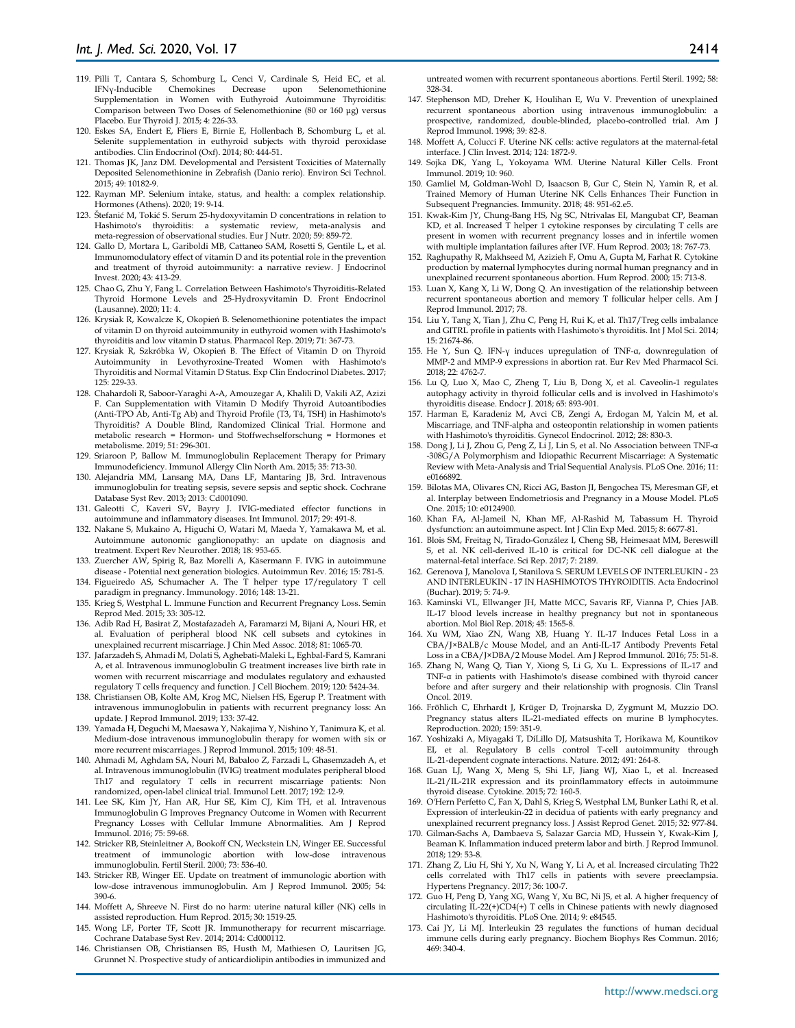119. Pilli T, Cantara S, Schomburg L, Cenci V, Cardinale S, Heid EC, et al. IFNγ-Inducible Chemokines Decrease upon Selenomethionine Supplementation in Women with Euthyroid Autoimmune Thyroiditis: Comparison between Two Doses of Selenomethionine (80 or 160 µg) versus Placebo. Eur Thyroid J. 2015; 4: 226-33.
120. Eskes SA, Endert E, Fliers E, Birnie E, Hollenbach B, Schomburg L, et al. Selenite supplementation in euthyroid subjects with thyroid peroxidase antibodies. Clin Endocrinol (Oxf). 2014; 80: 444-51.
121. Thomas JK, Janz DM. Developmental and Persistent Toxicities of Maternally Deposited Selenomethionine in Zebrafish (Danio rerio). Environ Sci Technol. 2015; 49: 10182-9.
122. Rayman MP. Selenium intake, status, and health: a complex relationship. Hormones (Athens). 2020; 19: 9-14.
123. Štefanić M, Tokić S. Serum 25-hydoxyvitamin D concentrations in relation to Hashimoto's thyroiditis: a systematic review, meta-analysis and meta-regression of observational studies. Eur J Nutr. 2020; 59: 859-72.
124. Gallo D, Mortara L, Gariboldi MB, Cattaneo SAM, Rosetti S, Gentile L, et al. Immunomodulatory effect of vitamin D and its potential role in the prevention and treatment of thyroid autoimmunity: a narrative review. J Endocrinol Invest. 2020; 43: 413-29.
125. Chao G, Zhu Y, Fang L. Correlation Between Hashimoto's Thyroiditis-Related Thyroid Hormone Levels and 25-Hydroxyvitamin D. Front Endocrinol (Lausanne). 2020; 11: 4.
126. Krysiak R, Kowalcze K, Okopień B. Selenomethionine potentiates the impact of vitamin D on thyroid autoimmunity in euthyroid women with Hashimoto's thyroiditis and low vitamin D status. Pharmacol Rep. 2019; 71: 367-73.
127. Krysiak R, Szkróbka W, Okopień B. The Effect of Vitamin D on Thyroid Autoimmunity in Levothyroxine-Treated Women with Hashimoto's Thyroiditis and Normal Vitamin D Status. Exp Clin Endocrinol Diabetes. 2017; 125: 229-33.
128. Chahardoli R, Saboor-Yaraghi A-A, Amouzegar A, Khalili D, Vakili AZ, Azizi F. Can Supplementation with Vitamin D Modify Thyroid Autoantibodies (Anti-TPO Ab, Anti-Tg Ab) and Thyroid Profile (T3, T4, TSH) in Hashimoto's Thyroiditis? A Double Blind, Randomized Clinical Trial. Hormone and metabolic research = Hormon- und Stoffwechselforschung = Hormones et metabolisme. 2019; 51: 296-301.
129. Sriaroon P, Ballow M. Immunoglobulin Replacement Therapy for Primary Immunodeficiency. Immunol Allergy Clin North Am. 2015; 35: 713-30.
130. Alejandria MM, Lansang MA, Dans LF, Mantaring JB, 3rd. Intravenous immunoglobulin for treating sepsis, severe sepsis and septic shock. Cochrane Database Syst Rev. 2013; 2013: Cd001090.
131. Galeotti C, Kaveri SV, Bayry J. IVIG-mediated effector functions in autoimmune and inflammatory diseases. Int Immunol. 2017; 29: 491-8.
132. Nakane S, Mukaino A, Higuchi O, Watari M, Maeda Y, Yamakawa M, et al. Autoimmune autonomic ganglionopathy: an update on diagnosis and treatment. Expert Rev Neurother. 2018; 18: 953-65.
133. Zuercher AW, Spirig R, Baz Morelli A, Käsermann F. IVIG in autoimmune disease - Potential next generation biologics. Autoimmun Rev. 2016; 15: 781-5.
134. Figueiredo AS, Schumacher A. The T helper type 17/regulatory T cell paradigm in pregnancy. Immunology. 2016; 148: 13-21.
135. Krieg S, Westphal L. Immune Function and Recurrent Pregnancy Loss. Semin Reprod Med. 2015; 33: 305-12.
136. Adib Rad H, Basirat Z, Mostafazadeh A, Faramarzi M, Bijani A, Nouri HR, et al. Evaluation of peripheral blood NK cell subsets and cytokines in unexplained recurrent miscarriage. J Chin Med Assoc. 2018; 81: 1065-70.
137. Jafarzadeh S, Ahmadi M, Dolati S, Aghebati-Maleki L, Eghbal-Fard S, Kamrani A, et al. Intravenous immunoglobulin G treatment increases live birth rate in women with recurrent miscarriage and modulates regulatory and exhausted regulatory T cells frequency and function. J Cell Biochem. 2019; 120: 5424-34.
138. Christiansen OB, Kolte AM, Krog MC, Nielsen HS, Egerup P. Treatment with intravenous immunoglobulin in patients with recurrent pregnancy loss: An update. J Reprod Immunol. 2019; 133: 37-42.
139. Yamada H, Deguchi M, Maesawa Y, Nakajima Y, Nishino Y, Tanimura K, et al. Medium-dose intravenous immunoglobulin therapy for women with six or more recurrent miscarriages. J Reprod Immunol. 2015; 109: 48-51.
140. Ahmadi M, Aghdam SA, Nouri M, Babaloo Z, Farzadi L, Ghasemzadeh A, et al. Intravenous immunoglobulin (IVIG) treatment modulates peripheral blood Th17 and regulatory T cells in recurrent miscarriage patients: Non randomized, open-label clinical trial. Immunol Lett. 2017; 192: 12-9.
141. Lee SK, Kim JY, Han AR, Hur SE, Kim CJ, Kim TH, et al. Intravenous Immunoglobulin G Improves Pregnancy Outcome in Women with Recurrent Pregnancy Losses with Cellular Immune Abnormalities. Am J Reprod Immunol. 2016; 75: 59-68.
142. Stricker RB, Steinleitner A, Bookoff CN, Weckstein LN, Winger EE. Successful treatment of immunologic abortion with low-dose intravenous immunoglobulin. Fertil Steril. 2000; 73: 536-40.
143. Stricker RB, Winger EE. Update on treatment of immunologic abortion with low-dose intravenous immunoglobulin. Am J Reprod Immunol. 2005; 54: 390-6.
144. Moffett A, Shreeve N. First do no harm: uterine natural killer (NK) cells in assisted reproduction. Hum Reprod. 2015; 30: 1519-25.
145. Wong LF, Porter TF, Scott JR. Immunotherapy for recurrent miscarriage. Cochrane Database Syst Rev. 2014; 2014: Cd000112.
146. Christiansen OB, Christiansen BS, Husth M, Mathiesen O, Lauritsen JG, Grunnet N. Prospective study of anticardiolipin antibodies in immunized and untreated women with recurrent spontaneous abortions. Fertil Steril. 1992; 58: 328-34.
147. Stephenson MD, Dreher K, Houlihan E, Wu V. Prevention of unexplained recurrent spontaneous abortion using intravenous immunoglobulin: a prospective, randomized, double-blinded, placebo-controlled trial. Am J Reprod Immunol. 1998; 39: 82-8.
148. Moffett A, Colucci F. Uterine NK cells: active regulators at the maternal-fetal interface. J Clin Invest. 2014; 124: 1872-9.
149. Sojka DK, Yang L, Yokoyama WM. Uterine Natural Killer Cells. Front Immunol. 2019; 10: 960.
150. Gamliel M, Goldman-Wohl D, Isaacson B, Gur C, Stein N, Yamin R, et al. Trained Memory of Human Uterine NK Cells Enhances Their Function in Subsequent Pregnancies. Immunity. 2018; 48: 951-62.e5.
151. Kwak-Kim JY, Chung-Bang HS, Ng SC, Ntrivalas EI, Mangubat CP, Beaman KD, et al. Increased T helper 1 cytokine responses by circulating T cells are present in women with recurrent pregnancy losses and in infertile women with multiple implantation failures after IVF. Hum Reprod. 2003; 18: 767-73.
152. Raghupathy R, Makhseed M, Azizieh F, Omu A, Gupta M, Farhat R. Cytokine production by maternal lymphocytes during normal human pregnancy and in unexplained recurrent spontaneous abortion. Hum Reprod. 2000; 15: 713-8.
153. Luan X, Kang X, Li W, Dong Q. An investigation of the relationship between recurrent spontaneous abortion and memory T follicular helper cells. Am J Reprod Immunol. 2017; 78.
154. Liu Y, Tang X, Tian J, Zhu C, Peng H, Rui K, et al. Th17/Treg cells imbalance and GITRL profile in patients with Hashimoto's thyroiditis. Int J Mol Sci. 2014; 15: 21674-86.
155. He Y, Sun Q. IFN-γ induces upregulation of TNF-α, downregulation of MMP-2 and MMP-9 expressions in abortion rat. Eur Rev Med Pharmacol Sci. 2018; 22: 4762-7.
156. Lu Q, Luo X, Mao C, Zheng T, Liu B, Dong X, et al. Caveolin-1 regulates autophagy activity in thyroid follicular cells and is involved in Hashimoto's thyroiditis disease. Endocr J. 2018; 65: 893-901.
157. Harman E, Karadeniz M, Avci CB, Zengi A, Erdogan M, Yalcin M, et al. Miscarriage, and TNF-alpha and osteopontin relationship in women patients with Hashimoto's thyroiditis. Gynecol Endocrinol. 2012; 28: 830-3.
158. Dong J, Li J, Zhou G, Peng Z, Li J, Lin S, et al. No Association between TNF-α -308G/A Polymorphism and Idiopathic Recurrent Miscarriage: A Systematic Review with Meta-Analysis and Trial Sequential Analysis. PLoS One. 2016; 11: e0166892.
159. Bilotas MA, Olivares CN, Ricci AG, Baston JI, Bengochea TS, Meresman GF, et al. Interplay between Endometriosis and Pregnancy in a Mouse Model. PLoS One. 2015; 10: e0124900.
160. Khan FA, Al-Jameil N, Khan MF, Al-Rashid M, Tabassum H. Thyroid dysfunction: an autoimmune aspect. Int J Clin Exp Med. 2015; 8: 6677-81.
161. Blois SM, Freitag N, Tirado-González I, Cheng SB, Heimesaat MM, Bereswill S, et al. NK cell-derived IL-10 is critical for DC-NK cell dialogue at the maternal-fetal interface. Sci Rep. 2017; 7: 2189.
162. Gerenova J, Manolova I, Stanilova S. SERUM LEVELS OF INTERLEUKIN - 23 AND INTERLEUKIN - 17 IN HASHIMOTO'S THYROIDITIS. Acta Endocrinol (Buchar). 2019; 5: 74-9.
163. Kaminski VL, Ellwanger JH, Matte MCC, Savaris RF, Vianna P, Chies JAB. IL-17 blood levels increase in healthy pregnancy but not in spontaneous abortion. Mol Biol Rep. 2018; 45: 1565-8.
164. Xu WM, Xiao ZN, Wang XB, Huang Y. IL-17 Induces Fetal Loss in a CBA/J×BALB/c Mouse Model, and an Anti-IL-17 Antibody Prevents Fetal Loss in a CBA/J×DBA/2 Mouse Model. Am J Reprod Immunol. 2016; 75: 51-8.
165. Zhang N, Wang Q, Tian Y, Xiong S, Li G, Xu L. Expressions of IL-17 and TNF-α in patients with Hashimoto's disease combined with thyroid cancer before and after surgery and their relationship with prognosis. Clin Transl Oncol. 2019.
166. Fröhlich C, Ehrhardt J, Krüger D, Trojnarska D, Zygmunt M, Muzzio DO. Pregnancy status alters IL-21-mediated effects on murine B lymphocytes. Reproduction. 2020; 159: 351-9.
167. Yoshizaki A, Miyagaki T, DiLillo DJ, Matsushita T, Horikawa M, Kountikov EI, et al. Regulatory B cells control T-cell autoimmunity through IL-21-dependent cognate interactions. Nature. 2012; 491: 264-8.
168. Guan LJ, Wang X, Meng S, Shi LF, Jiang WJ, Xiao L, et al. Increased IL-21/IL-21R expression and its proinflammatory effects in autoimmune thyroid disease. Cytokine. 2015; 72: 160-5.
169. O'Hern Perfetto C, Fan X, Dahl S, Krieg S, Westphal LM, Bunker Lathi R, et al. Expression of interleukin-22 in decidua of patients with early pregnancy and unexplained recurrent pregnancy loss. J Assist Reprod Genet. 2015; 32: 977-84.
170. Gilman-Sachs A, Dambaeva S, Salazar Garcia MD, Hussein Y, Kwak-Kim J, Beaman K. Inflammation induced preterm labor and birth. J Reprod Immunol. 2018; 129: 53-8.
171. Zhang Z, Liu H, Shi Y, Xu N, Wang Y, Li A, et al. Increased circulating Th22 cells correlated with Th17 cells in patients with severe preeclampsia. Hypertens Pregnancy. 2017; 36: 100-7.
172. Guo H, Peng D, Yang XG, Wang Y, Xu BC, Ni JS, et al. A higher frequency of circulating IL-22(+)CD4(+) T cells in Chinese patients with newly diagnosed Hashimoto's thyroiditis. PLoS One. 2014; 9: e84545.
173. Cai JY, Li MJ. Interleukin 23 regulates the functions of human decidual immune cells during early pregnancy. Biochem Biophys Res Commun. 2016; 469: 340-4.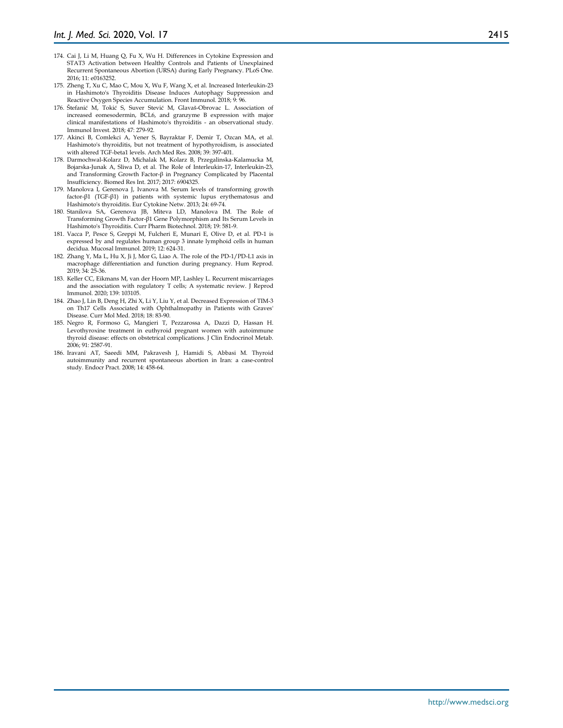174. Cai J, Li M, Huang Q, Fu X, Wu H. Differences in Cytokine Expression and STAT3 Activation between Healthy Controls and Patients of Unexplained Recurrent Spontaneous Abortion (URSA) during Early Pregnancy. PLoS One. 2016; 11: e0163252.
175. Zheng T, Xu C, Mao C, Mou X, Wu F, Wang X, et al. Increased Interleukin-23 in Hashimoto's Thyroiditis Disease Induces Autophagy Suppression and Reactive Oxygen Species Accumulation. Front Immunol. 2018; 9: 96.
176. Štefanić M, Tokić S, Suver Stević M, Glavaš-Obrovac L. Association of increased eomesodermin, BCL6, and granzyme B expression with major clinical manifestations of Hashimoto's thyroiditis - an observational study. Immunol Invest. 2018; 47: 279-92.
177. Akinci B, Comlekci A, Yener S, Bayraktar F, Demir T, Ozcan MA, et al. Hashimoto's thyroiditis, but not treatment of hypothyroidism, is associated with altered TGF-beta1 levels. Arch Med Res. 2008; 39: 397-401.
178. Darmochwal-Kolarz D, Michalak M, Kolarz B, Przegalinska-Kalamucka M, Bojarska-Junak A, Sliwa D, et al. The Role of Interleukin-17, Interleukin-23, and Transforming Growth Factor-β in Pregnancy Complicated by Placental Insufficiency. Biomed Res Int. 2017; 2017: 6904325.
179. Manolova I, Gerenova J, Ivanova M. Serum levels of transforming growth factor-β1 (TGF-β1) in patients with systemic lupus erythematosus and Hashimoto's thyroiditis. Eur Cytokine Netw. 2013; 24: 69-74.
180. Stanilova SA, Gerenova JB, Miteva LD, Manolova IM. The Role of Transforming Growth Factor-β1 Gene Polymorphism and Its Serum Levels in Hashimoto's Thyroiditis. Curr Pharm Biotechnol. 2018; 19: 581-9.
181. Vacca P, Pesce S, Greppi M, Fulcheri E, Munari E, Olive D, et al. PD-1 is expressed by and regulates human group 3 innate lymphoid cells in human decidua. Mucosal Immunol. 2019; 12: 624-31.
182. Zhang Y, Ma L, Hu X, Ji J, Mor G, Liao A. The role of the PD-1/PD-L1 axis in macrophage differentiation and function during pregnancy. Hum Reprod. 2019; 34: 25-36.
183. Keller CC, Eikmans M, van der Hoorn MP, Lashley L. Recurrent miscarriages and the association with regulatory T cells; A systematic review. J Reprod Immunol. 2020; 139: 103105.
184. Zhao J, Lin B, Deng H, Zhi X, Li Y, Liu Y, et al. Decreased Expression of TIM-3 on Th17 Cells Associated with Ophthalmopathy in Patients with Graves' Disease. Curr Mol Med. 2018; 18: 83-90.
185. Negro R, Formoso G, Mangieri T, Pezzarossa A, Dazzi D, Hassan H. Levothyroxine treatment in euthyroid pregnant women with autoimmune thyroid disease: effects on obstetrical complications. J Clin Endocrinol Metab. 2006; 91: 2587-91.
186. Iravani AT, Saeedi MM, Pakravesh J, Hamidi S, Abbasi M. Thyroid autoimmunity and recurrent spontaneous abortion in Iran: a case-control study. Endocr Pract. 2008; 14: 458-64.